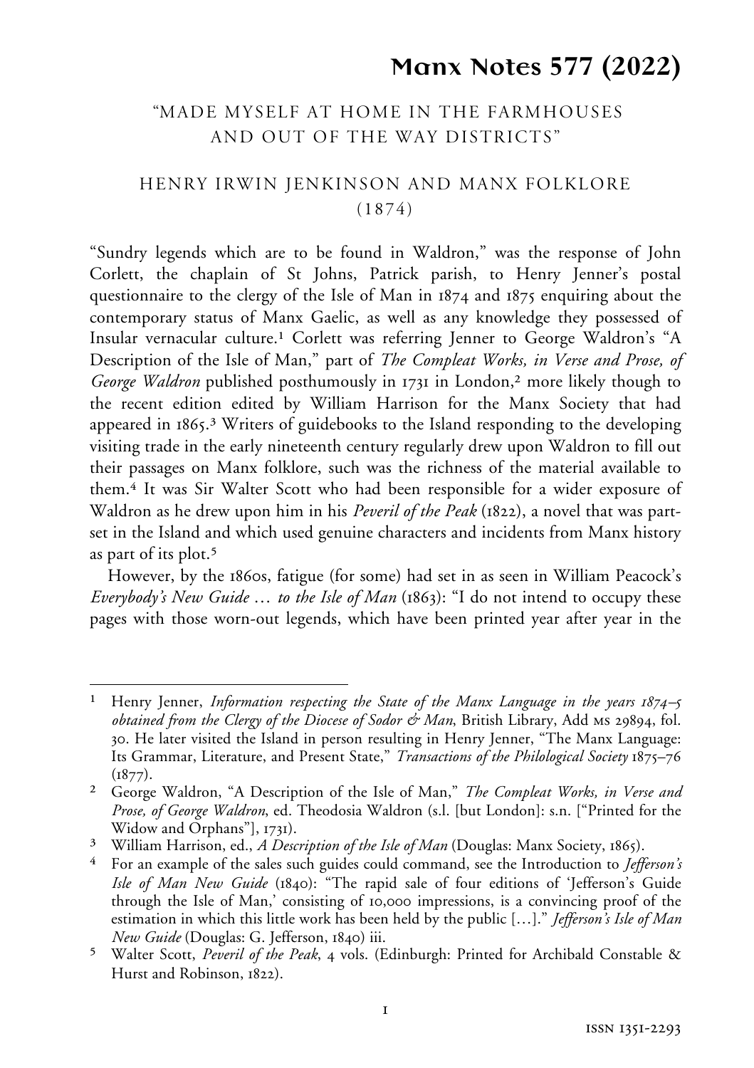# Manx Notes 577 (2022)

## "MADE MYSELF AT HOME IN THE FARMHOUSES AND OUT OF THE WAY DISTRICTS"

## HENRY IRWIN JENKINSON AND MANX FOLKLORE (1874)

"Sundry legends which are to be found in Waldron," was the response of John Corlett, the chaplain of St Johns, Patrick parish, to Henry Jenner's postal questionnaire to the clergy of the Isle of Man in 1874 and 1875 enquiring about the contemporary status of Manx Gaelic, as well as any knowledge they possessed of Insular vernacular culture.[1] Corlett was referring Jenner to George Waldron's "A Description of the Isle of Man," part of *The Compleat Works, in Verse and Prose, of George Waldron* published posthumously in 1731 in London,[2] more likely though to the recent edition edited by William Harrison for the Manx Society that had appeared in 1865.[3] Writers of guidebooks to the Island responding to the developing visiting trade in the early nineteenth century regularly drew upon Waldron to fill out their passages on Manx folklore, such was the richness of the material available to them.[4] It was Sir Walter Scott who had been responsible for a wider exposure of Waldron as he drew upon him in his *Peveril of the Peak* (1822), a novel that was part-set in the Island and which used genuine characters and incidents from Manx history as part of its plot.[5]

However, by the 1860s, fatigue (for some) had set in as seen in William Peacock's *Everybody's New Guide … to the Isle of Man* (1863): "I do not intend to occupy these pages with those worn-out legends, which have been printed year after year in the

---

1 Henry Jenner, *Information respecting the State of the Manx Language in the years 1874–5 obtained from the Clergy of the Diocese of Sodor & Man*, British Library, Add MS 29894, fol. 30. He later visited the Island in person resulting in Henry Jenner, "The Manx Language: Its Grammar, Literature, and Present State," *Transactions of the Philological Society* 1875–76 (1877).

2 George Waldron, "A Description of the Isle of Man," *The Compleat Works, in Verse and Prose, of George Waldron*, ed. Theodosia Waldron (s.l. [but London]: s.n. ["Printed for the Widow and Orphans"], 1731).

3 William Harrison, ed., *A Description of the Isle of Man* (Douglas: Manx Society, 1865).

4 For an example of the sales such guides could command, see the Introduction to *Jefferson's Isle of Man New Guide* (1840): "The rapid sale of four editions of 'Jefferson's Guide through the Isle of Man,' consisting of 10,000 impressions, is a convincing proof of the estimation in which this little work has been held by the public […]." *Jefferson's Isle of Man New Guide* (Douglas: G. Jefferson, 1840) iii.

5 Walter Scott, *Peveril of the Peak*, 4 vols. (Edinburgh: Printed for Archibald Constable & Hurst and Robinson, 1822).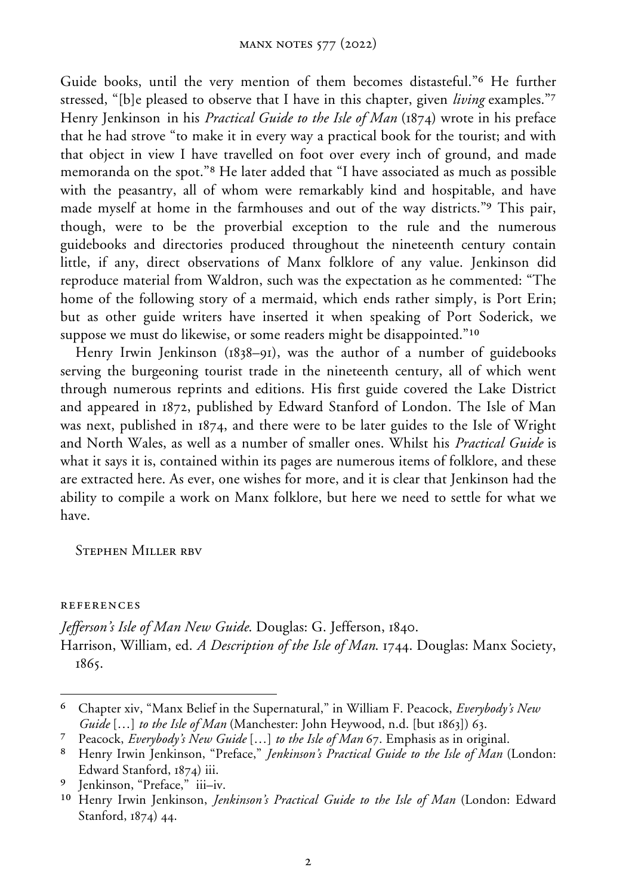Guide books, until the very mention of them becomes distasteful."[6] He further stressed, "[b]e pleased to observe that I have in this chapter, given *living* examples."[7] Henry Jenkinson in his *Practical Guide to the Isle of Man* (1874) wrote in his preface that he had strove "to make it in every way a practical book for the tourist; and with that object in view I have travelled on foot over every inch of ground, and made memoranda on the spot."[8] He later added that "I have associated as much as possible with the peasantry, all of whom were remarkably kind and hospitable, and have made myself at home in the farmhouses and out of the way districts."[9] This pair, though, were to be the proverbial exception to the rule and the numerous guidebooks and directories produced throughout the nineteenth century contain little, if any, direct observations of Manx folklore of any value. Jenkinson did reproduce material from Waldron, such was the expectation as he commented: "The home of the following story of a mermaid, which ends rather simply, is Port Erin; but as other guide writers have inserted it when speaking of Port Soderick, we suppose we must do likewise, or some readers might be disappointed."[10]

Henry Irwin Jenkinson (1838–91), was the author of a number of guidebooks serving the burgeoning tourist trade in the nineteenth century, all of which went through numerous reprints and editions. His first guide covered the Lake District and appeared in 1872, published by Edward Stanford of London. The Isle of Man was next, published in 1874, and there were to be later guides to the Isle of Wright and North Wales, as well as a number of smaller ones. Whilst his *Practical Guide* is what it says it is, contained within its pages are numerous items of folklore, and these are extracted here. As ever, one wishes for more, and it is clear that Jenkinson had the ability to compile a work on Manx folklore, but here we need to settle for what we have.

Stephen Miller rbv

## References

*Jefferson's Isle of Man New Guide.* Douglas: G. Jefferson, 1840.

Harrison, William, ed. *A Description of the Isle of Man.* 1744. Douglas: Manx Society, 1865.

---

[6] Chapter xiv, "Manx Belief in the Supernatural," in William F. Peacock, *Everybody's New Guide* […] *to the Isle of Man* (Manchester: John Heywood, n.d. [but 1863]) 63.

[7] Peacock, *Everybody's New Guide* […] *to the Isle of Man* 67. Emphasis as in original.

[8] Henry Irwin Jenkinson, "Preface," *Jenkinson's Practical Guide to the Isle of Man* (London: Edward Stanford, 1874) iii.

[9] Jenkinson, "Preface," iii–iv.

[10] Henry Irwin Jenkinson, *Jenkinson's Practical Guide to the Isle of Man* (London: Edward Stanford, 1874) 44.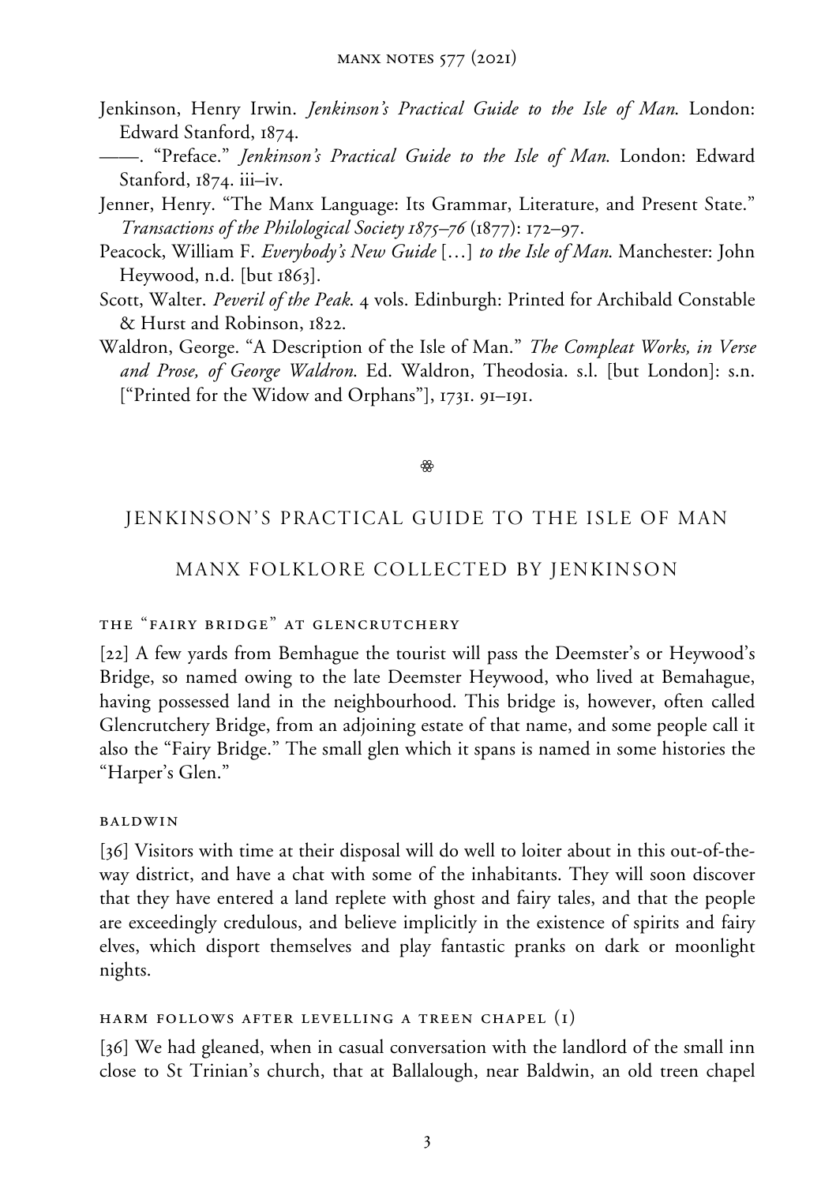Jenkinson, Henry Irwin. *Jenkinson's Practical Guide to the Isle of Man*. London: Edward Stanford, 1874.

——. "Preface." *Jenkinson's Practical Guide to the Isle of Man*. London: Edward Stanford, 1874. iii–iv.

Jenner, Henry. "The Manx Language: Its Grammar, Literature, and Present State." *Transactions of the Philological Society 1875–76* (1877): 172–97.

Peacock, William F. *Everybody's New Guide* […] *to the Isle of Man*. Manchester: John Heywood, n.d. [but 1863].

Scott, Walter. *Peveril of the Peak*. 4 vols. Edinburgh: Printed for Archibald Constable & Hurst and Robinson, 1822.

Waldron, George. "A Description of the Isle of Man." *The Compleat Works, in Verse and Prose, of George Waldron*. Ed. Waldron, Theodosia. s.l. [but London]: s.n. ["Printed for the Widow and Orphans"], 1731. 91–191.

❀

# JENKINSON'S PRACTICAL GUIDE TO THE ISLE OF MAN

## MANX FOLKLORE COLLECTED BY JENKINSON

### THE "FAIRY BRIDGE" AT GLENCRUTCHERY

[22] A few yards from Bemhague the tourist will pass the Deemster's or Heywood's Bridge, so named owing to the late Deemster Heywood, who lived at Bemahague, having possessed land in the neighbourhood. This bridge is, however, often called Glencrutchery Bridge, from an adjoining estate of that name, and some people call it also the "Fairy Bridge." The small glen which it spans is named in some histories the "Harper's Glen."

### BALDWIN

[36] Visitors with time at their disposal will do well to loiter about in this out-of-the-way district, and have a chat with some of the inhabitants. They will soon discover that they have entered a land replete with ghost and fairy tales, and that the people are exceedingly credulous, and believe implicitly in the existence of spirits and fairy elves, which disport themselves and play fantastic pranks on dark or moonlight nights.

### HARM FOLLOWS AFTER LEVELLING A TREEN CHAPEL (1)

[36] We had gleaned, when in casual conversation with the landlord of the small inn close to St Trinian's church, that at Ballalough, near Baldwin, an old treen chapel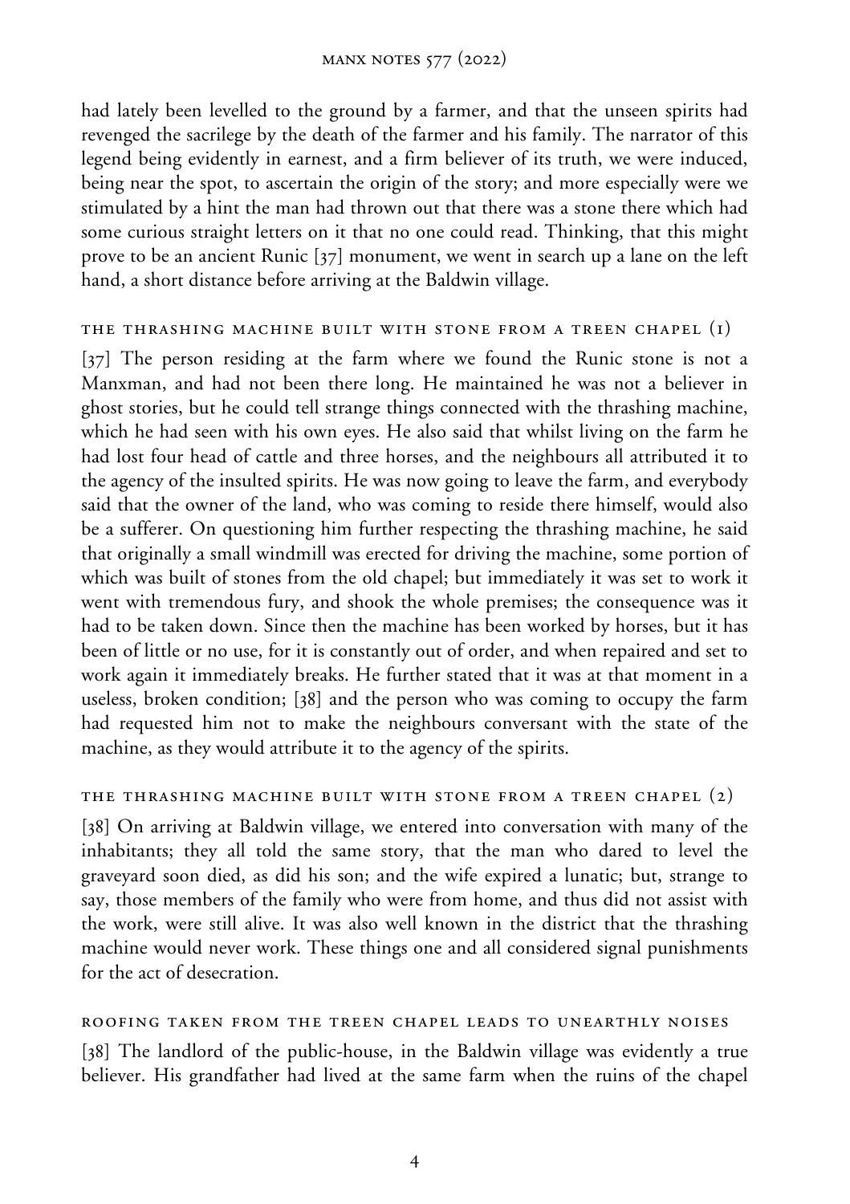had lately been levelled to the ground by a farmer, and that the unseen spirits had revenged the sacrilege by the death of the farmer and his family. The narrator of this legend being evidently in earnest, and a firm believer of its truth, we were induced, being near the spot, to ascertain the origin of the story; and more especially were we stimulated by a hint the man had thrown out that there was a stone there which had some curious straight letters on it that no one could read. Thinking, that this might prove to be an ancient Runic [37] monument, we went in search up a lane on the left hand, a short distance before arriving at the Baldwin village.

### THE THRASHING MACHINE BUILT WITH STONE FROM A TREEN CHAPEL (1)

[37] The person residing at the farm where we found the Runic stone is not a Manxman, and had not been there long. He maintained he was not a believer in ghost stories, but he could tell strange things connected with the thrashing machine, which he had seen with his own eyes. He also said that whilst living on the farm he had lost four head of cattle and three horses, and the neighbours all attributed it to the agency of the insulted spirits. He was now going to leave the farm, and everybody said that the owner of the land, who was coming to reside there himself, would also be a sufferer. On questioning him further respecting the thrashing machine, he said that originally a small windmill was erected for driving the machine, some portion of which was built of stones from the old chapel; but immediately it was set to work it went with tremendous fury, and shook the whole premises; the consequence was it had to be taken down. Since then the machine has been worked by horses, but it has been of little or no use, for it is constantly out of order, and when repaired and set to work again it immediately breaks. He further stated that it was at that moment in a useless, broken condition; [38] and the person who was coming to occupy the farm had requested him not to make the neighbours conversant with the state of the machine, as they would attribute it to the agency of the spirits.

### THE THRASHING MACHINE BUILT WITH STONE FROM A TREEN CHAPEL (2)

[38] On arriving at Baldwin village, we entered into conversation with many of the inhabitants; they all told the same story, that the man who dared to level the graveyard soon died, as did his son; and the wife expired a lunatic; but, strange to say, those members of the family who were from home, and thus did not assist with the work, were still alive. It was also well known in the district that the thrashing machine would never work. These things one and all considered signal punishments for the act of desecration.

### ROOFING TAKEN FROM THE TREEN CHAPEL LEADS TO UNEARTHLY NOISES

[38] The landlord of the public-house, in the Baldwin village was evidently a true believer. His grandfather had lived at the same farm when the ruins of the chapel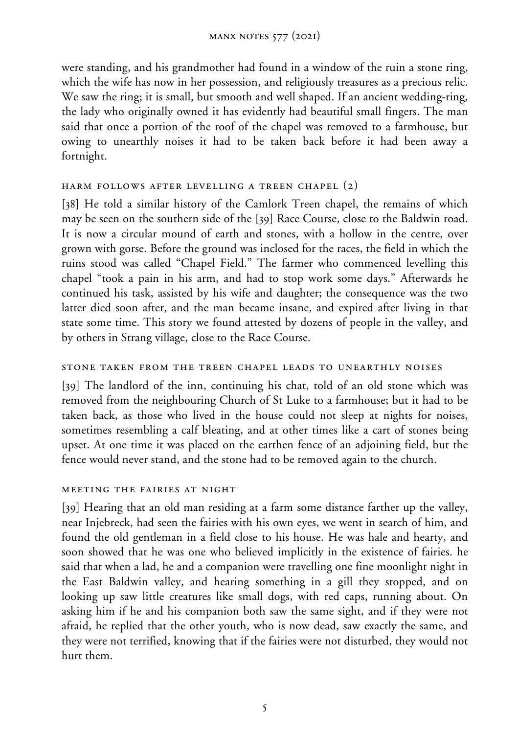were standing, and his grandmother had found in a window of the ruin a stone ring, which the wife has now in her possession, and religiously treasures as a precious relic. We saw the ring; it is small, but smooth and well shaped. If an ancient wedding-ring, the lady who originally owned it has evidently had beautiful small fingers. The man said that once a portion of the roof of the chapel was removed to a farmhouse, but owing to unearthly noises it had to be taken back before it had been away a fortnight.

### HARM FOLLOWS AFTER LEVELLING A TREEN CHAPEL (2)

[38] He told a similar history of the Camlork Treen chapel, the remains of which may be seen on the southern side of the [39] Race Course, close to the Baldwin road. It is now a circular mound of earth and stones, with a hollow in the centre, over grown with gorse. Before the ground was inclosed for the races, the field in which the ruins stood was called "Chapel Field." The farmer who commenced levelling this chapel "took a pain in his arm, and had to stop work some days." Afterwards he continued his task, assisted by his wife and daughter; the consequence was the two latter died soon after, and the man became insane, and expired after living in that state some time. This story we found attested by dozens of people in the valley, and by others in Strang village, close to the Race Course.

### STONE TAKEN FROM THE TREEN CHAPEL LEADS TO UNEARTHLY NOISES

[39] The landlord of the inn, continuing his chat, told of an old stone which was removed from the neighbouring Church of St Luke to a farmhouse; but it had to be taken back, as those who lived in the house could not sleep at nights for noises, sometimes resembling a calf bleating, and at other times like a cart of stones being upset. At one time it was placed on the earthen fence of an adjoining field, but the fence would never stand, and the stone had to be removed again to the church.

### MEETING THE FAIRIES AT NIGHT

[39] Hearing that an old man residing at a farm some distance farther up the valley, near Injebreck, had seen the fairies with his own eyes, we went in search of him, and found the old gentleman in a field close to his house. He was hale and hearty, and soon showed that he was one who believed implicitly in the existence of fairies. he said that when a lad, he and a companion were travelling one fine moonlight night in the East Baldwin valley, and hearing something in a gill they stopped, and on looking up saw little creatures like small dogs, with red caps, running about. On asking him if he and his companion both saw the same sight, and if they were not afraid, he replied that the other youth, who is now dead, saw exactly the same, and they were not terrified, knowing that if the fairies were not disturbed, they would not hurt them.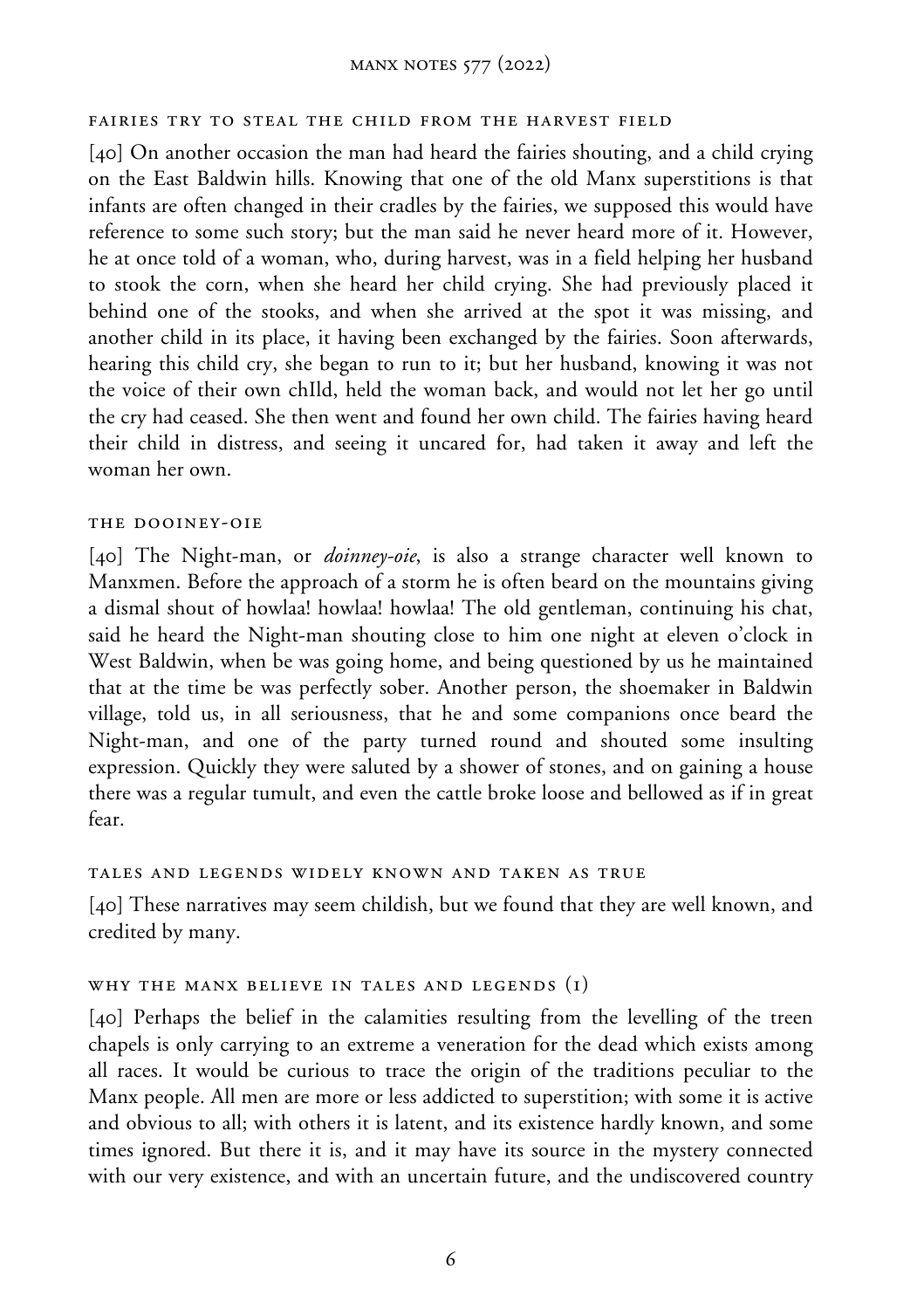#### FAIRIES TRY TO STEAL THE CHILD FROM THE HARVEST FIELD

[40] On another occasion the man had heard the fairies shouting, and a child crying on the East Baldwin hills. Knowing that one of the old Manx superstitions is that infants are often changed in their cradles by the fairies, we supposed this would have reference to some such story; but the man said he never heard more of it. However, he at once told of a woman, who, during harvest, was in a field helping her husband to stook the corn, when she heard her child crying. She had previously placed it behind one of the stooks, and when she arrived at the spot it was missing, and another child in its place, it having been exchanged by the fairies. Soon afterwards, hearing this child cry, she began to run to it; but her husband, knowing it was not the voice of their own chIld, held the woman back, and would not let her go until the cry had ceased. She then went and found her own child. The fairies having heard their child in distress, and seeing it uncared for, had taken it away and left the woman her own.

#### THE DOOINEY-OIE

[40] The Night-man, or *doinney-oie*, is also a strange character well known to Manxmen. Before the approach of a storm he is often beard on the mountains giving a dismal shout of howlaa! howlaa! howlaa! The old gentleman, continuing his chat, said he heard the Night-man shouting close to him one night at eleven o'clock in West Baldwin, when be was going home, and being questioned by us he maintained that at the time be was perfectly sober. Another person, the shoemaker in Baldwin village, told us, in all seriousness, that he and some companions once beard the Night-man, and one of the party turned round and shouted some insulting expression. Quickly they were saluted by a shower of stones, and on gaining a house there was a regular tumult, and even the cattle broke loose and bellowed as if in great fear.

#### TALES AND LEGENDS WIDELY KNOWN AND TAKEN AS TRUE

[40] These narratives may seem childish, but we found that they are well known, and credited by many.

#### WHY THE MANX BELIEVE IN TALES AND LEGENDS (1)

[40] Perhaps the belief in the calamities resulting from the levelling of the treen chapels is only carrying to an extreme a veneration for the dead which exists among all races. It would be curious to trace the origin of the traditions peculiar to the Manx people. All men are more or less addicted to superstition; with some it is active and obvious to all; with others it is latent, and its existence hardly known, and some times ignored. But there it is, and it may have its source in the mystery connected with our very existence, and with an uncertain future, and the undiscovered country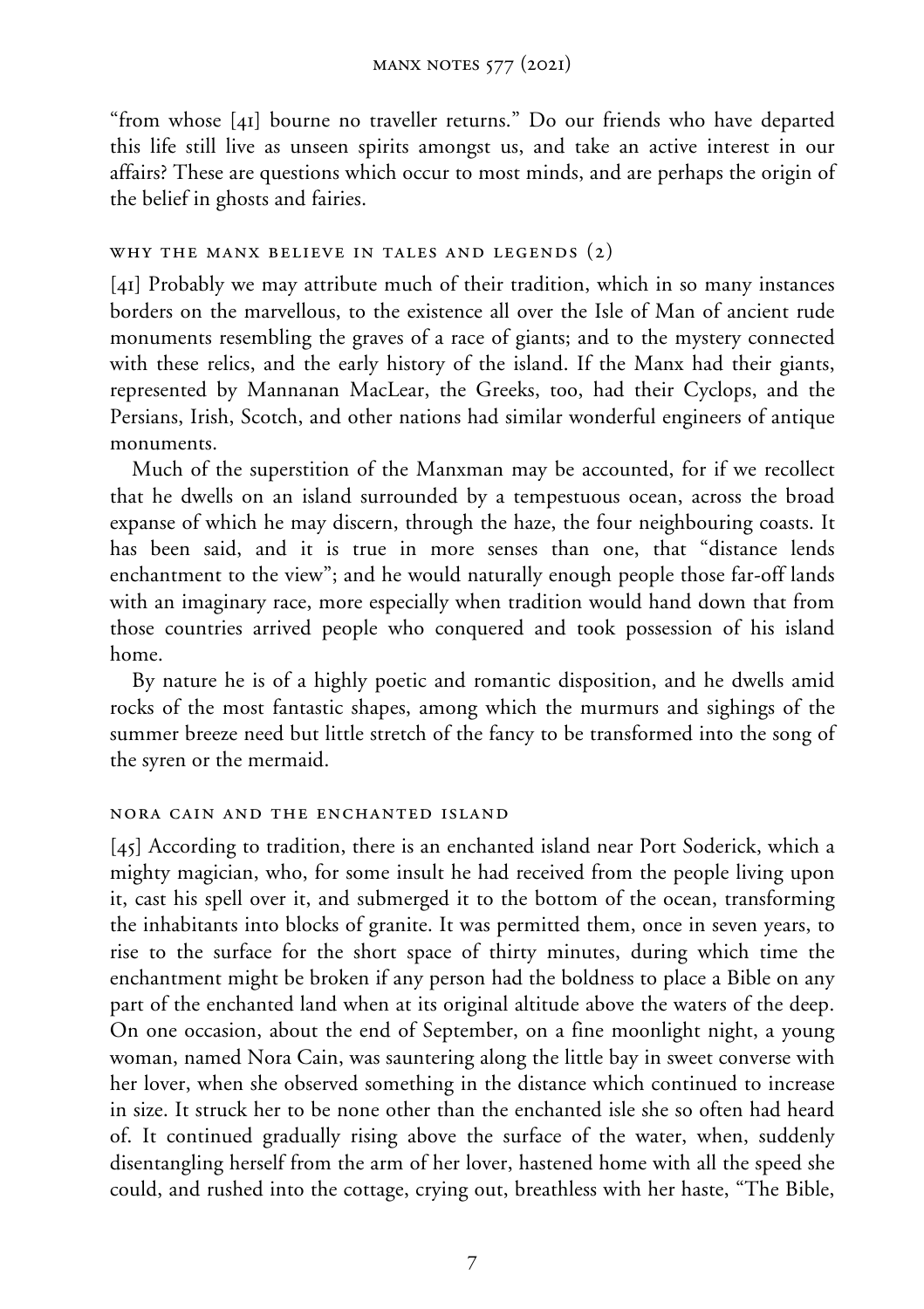"from whose [41] bourne no traveller returns." Do our friends who have departed this life still live as unseen spirits amongst us, and take an active interest in our affairs? These are questions which occur to most minds, and are perhaps the origin of the belief in ghosts and fairies.

### WHY THE MANX BELIEVE IN TALES AND LEGENDS (2)

[41] Probably we may attribute much of their tradition, which in so many instances borders on the marvellous, to the existence all over the Isle of Man of ancient rude monuments resembling the graves of a race of giants; and to the mystery connected with these relics, and the early history of the island. If the Manx had their giants, represented by Mannanan MacLear, the Greeks, too, had their Cyclops, and the Persians, Irish, Scotch, and other nations had similar wonderful engineers of antique monuments.

Much of the superstition of the Manxman may be accounted, for if we recollect that he dwells on an island surrounded by a tempestuous ocean, across the broad expanse of which he may discern, through the haze, the four neighbouring coasts. It has been said, and it is true in more senses than one, that "distance lends enchantment to the view"; and he would naturally enough people those far-off lands with an imaginary race, more especially when tradition would hand down that from those countries arrived people who conquered and took possession of his island home.

By nature he is of a highly poetic and romantic disposition, and he dwells amid rocks of the most fantastic shapes, among which the murmurs and sighings of the summer breeze need but little stretch of the fancy to be transformed into the song of the syren or the mermaid.

### NORA CAIN AND THE ENCHANTED ISLAND

[45] According to tradition, there is an enchanted island near Port Soderick, which a mighty magician, who, for some insult he had received from the people living upon it, cast his spell over it, and submerged it to the bottom of the ocean, transforming the inhabitants into blocks of granite. It was permitted them, once in seven years, to rise to the surface for the short space of thirty minutes, during which time the enchantment might be broken if any person had the boldness to place a Bible on any part of the enchanted land when at its original altitude above the waters of the deep. On one occasion, about the end of September, on a fine moonlight night, a young woman, named Nora Cain, was sauntering along the little bay in sweet converse with her lover, when she observed something in the distance which continued to increase in size. It struck her to be none other than the enchanted isle she so often had heard of. It continued gradually rising above the surface of the water, when, suddenly disentangling herself from the arm of her lover, hastened home with all the speed she could, and rushed into the cottage, crying out, breathless with her haste, "The Bible,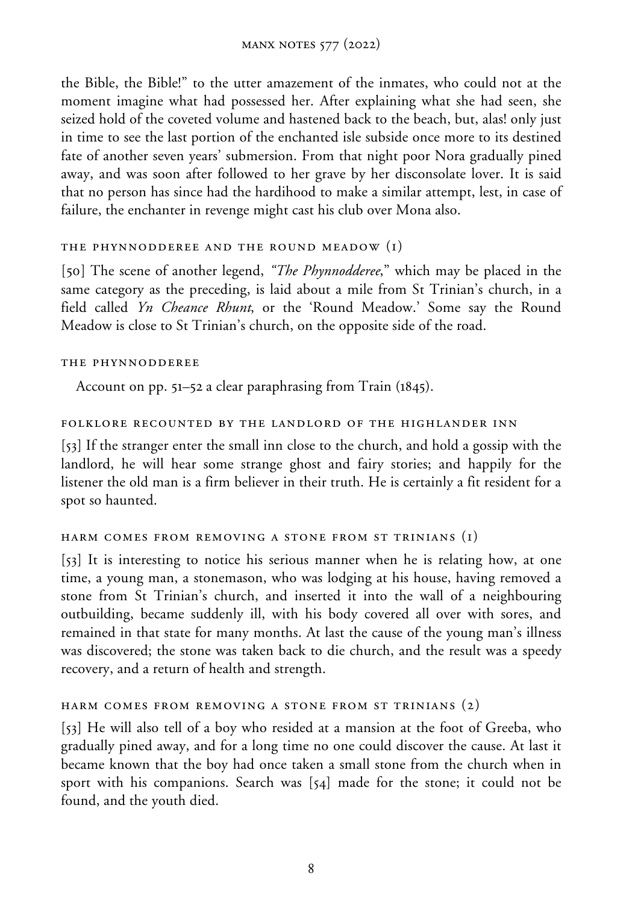the Bible, the Bible!" to the utter amazement of the inmates, who could not at the moment imagine what had possessed her. After explaining what she had seen, she seized hold of the coveted volume and hastened back to the beach, but, alas! only just in time to see the last portion of the enchanted isle subside once more to its destined fate of another seven years' submersion. From that night poor Nora gradually pined away, and was soon after followed to her grave by her disconsolate lover. It is said that no person has since had the hardihood to make a similar attempt, lest, in case of failure, the enchanter in revenge might cast his club over Mona also.

### THE PHYNNODDEREE AND THE ROUND MEADOW (1)

[50] The scene of another legend, *"The Phynnodderee*," which may be placed in the same category as the preceding, is laid about a mile from St Trinian's church, in a field called *Yn Cheance Rhunt*, or the 'Round Meadow.' Some say the Round Meadow is close to St Trinian's church, on the opposite side of the road.

### THE PHYNNODDEREE

Account on pp. 51–52 a clear paraphrasing from Train (1845).

### FOLKLORE RECOUNTED BY THE LANDLORD OF THE HIGHLANDER INN

[53] If the stranger enter the small inn close to the church, and hold a gossip with the landlord, he will hear some strange ghost and fairy stories; and happily for the listener the old man is a firm believer in their truth. He is certainly a fit resident for a spot so haunted.

### HARM COMES FROM REMOVING A STONE FROM ST TRINIANS (1)

[53] It is interesting to notice his serious manner when he is relating how, at one time, a young man, a stonemason, who was lodging at his house, having removed a stone from St Trinian's church, and inserted it into the wall of a neighbouring outbuilding, became suddenly ill, with his body covered all over with sores, and remained in that state for many months. At last the cause of the young man's illness was discovered; the stone was taken back to die church, and the result was a speedy recovery, and a return of health and strength.

### HARM COMES FROM REMOVING A STONE FROM ST TRINIANS (2)

[53] He will also tell of a boy who resided at a mansion at the foot of Greeba, who gradually pined away, and for a long time no one could discover the cause. At last it became known that the boy had once taken a small stone from the church when in sport with his companions. Search was [54] made for the stone; it could not be found, and the youth died.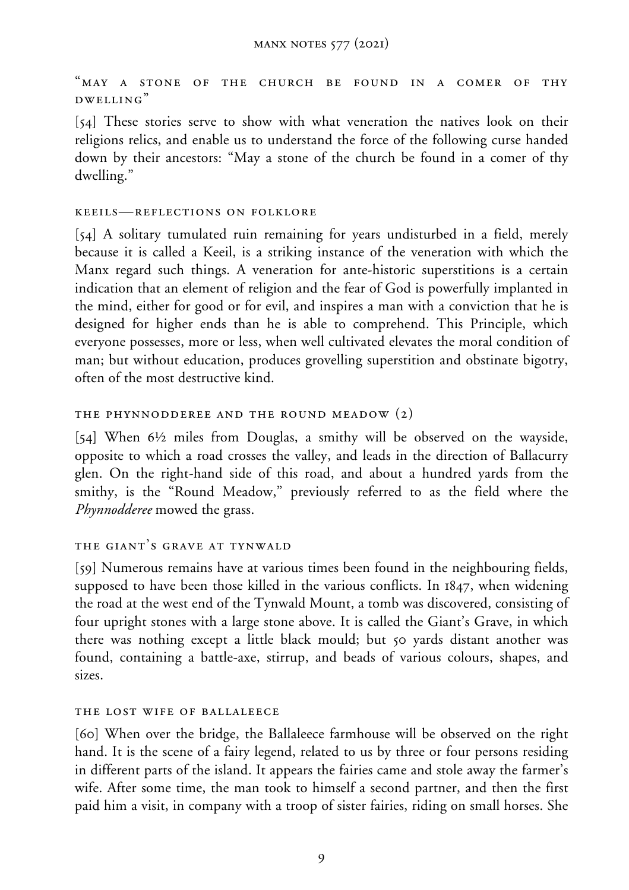### "May a stone of the church be found in a comer of thy dwelling"

[54] These stories serve to show with what veneration the natives look on their religions relics, and enable us to understand the force of the following curse handed down by their ancestors: "May a stone of the church be found in a comer of thy dwelling."

### Keeils—reflections on folklore

[54] A solitary tumulated ruin remaining for years undisturbed in a field, merely because it is called a Keeil, is a striking instance of the veneration with which the Manx regard such things. A veneration for ante-historic superstitions is a certain indication that an element of religion and the fear of God is powerfully implanted in the mind, either for good or for evil, and inspires a man with a conviction that he is designed for higher ends than he is able to comprehend. This Principle, which everyone possesses, more or less, when well cultivated elevates the moral condition of man; but without education, produces grovelling superstition and obstinate bigotry, often of the most destructive kind.

### The Phynnodderee and the Round Meadow (2)

[54] When 6½ miles from Douglas, a smithy will be observed on the wayside, opposite to which a road crosses the valley, and leads in the direction of Ballacurry glen. On the right-hand side of this road, and about a hundred yards from the smithy, is the "Round Meadow," previously referred to as the field where the *Phynnodderee* mowed the grass.

### The Giant's Grave at Tynwald

[59] Numerous remains have at various times been found in the neighbouring fields, supposed to have been those killed in the various conflicts. In 1847, when widening the road at the west end of the Tynwald Mount, a tomb was discovered, consisting of four upright stones with a large stone above. It is called the Giant's Grave, in which there was nothing except a little black mould; but 50 yards distant another was found, containing a battle-axe, stirrup, and beads of various colours, shapes, and sizes.

### The lost wife of Ballaleece

[60] When over the bridge, the Ballaleece farmhouse will be observed on the right hand. It is the scene of a fairy legend, related to us by three or four persons residing in different parts of the island. It appears the fairies came and stole away the farmer's wife. After some time, the man took to himself a second partner, and then the first paid him a visit, in company with a troop of sister fairies, riding on small horses. She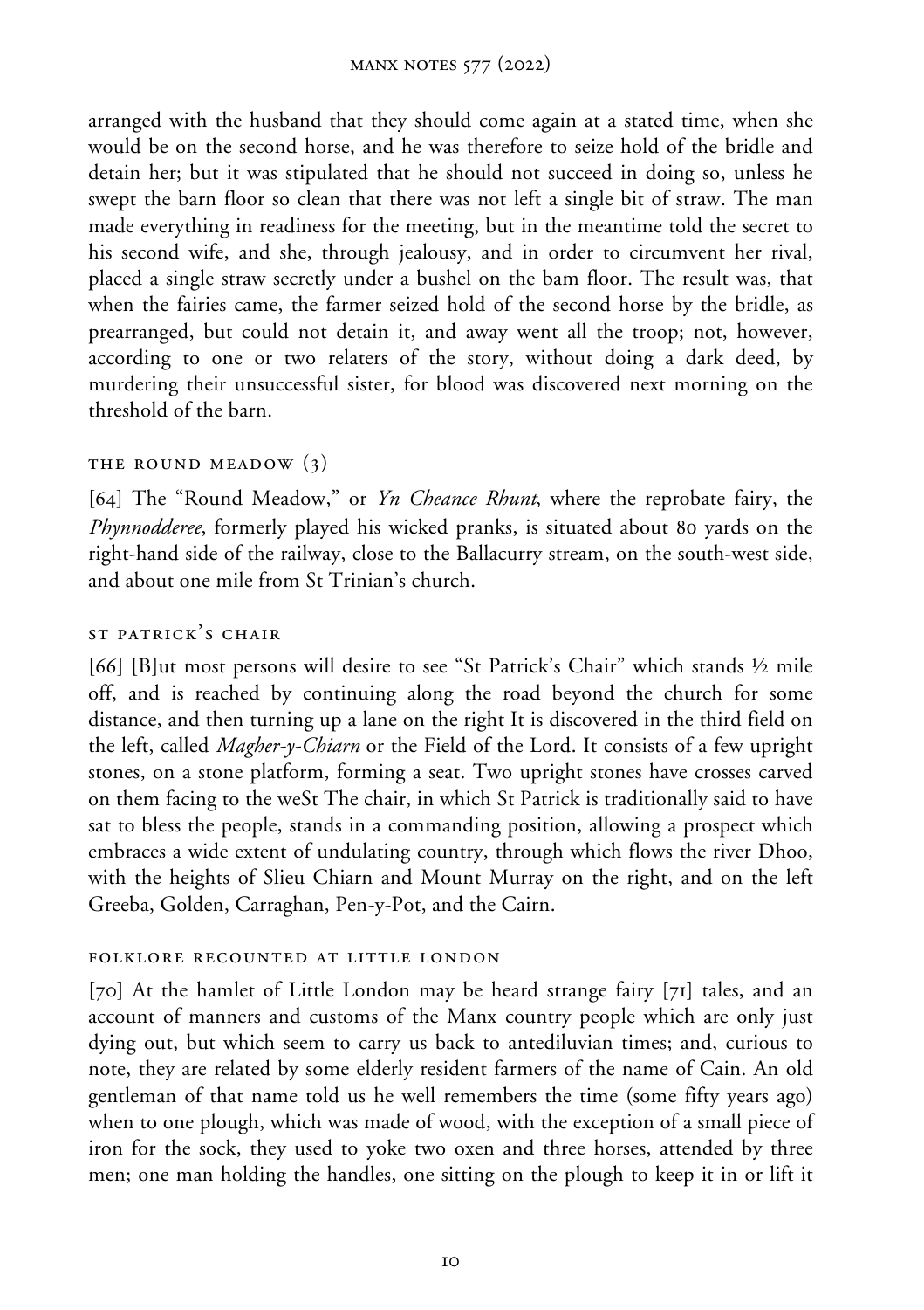arranged with the husband that they should come again at a stated time, when she would be on the second horse, and he was therefore to seize hold of the bridle and detain her; but it was stipulated that he should not succeed in doing so, unless he swept the barn floor so clean that there was not left a single bit of straw. The man made everything in readiness for the meeting, but in the meantime told the secret to his second wife, and she, through jealousy, and in order to circumvent her rival, placed a single straw secretly under a bushel on the bam floor. The result was, that when the fairies came, the farmer seized hold of the second horse by the bridle, as prearranged, but could not detain it, and away went all the troop; not, however, according to one or two relaters of the story, without doing a dark deed, by murdering their unsuccessful sister, for blood was discovered next morning on the threshold of the barn.

### THE ROUND MEADOW (3)

[64] The "Round Meadow," or *Yn Cheance Rhunt*, where the reprobate fairy, the *Phynnodderee*, formerly played his wicked pranks, is situated about 80 yards on the right-hand side of the railway, close to the Ballacurry stream, on the south-west side, and about one mile from St Trinian's church.

### ST PATRICK'S CHAIR

[66] [B]ut most persons will desire to see "St Patrick's Chair" which stands ½ mile off, and is reached by continuing along the road beyond the church for some distance, and then turning up a lane on the right It is discovered in the third field on the left, called *Magher-y-Chiarn* or the Field of the Lord. It consists of a few upright stones, on a stone platform, forming a seat. Two upright stones have crosses carved on them facing to the weSt The chair, in which St Patrick is traditionally said to have sat to bless the people, stands in a commanding position, allowing a prospect which embraces a wide extent of undulating country, through which flows the river Dhoo, with the heights of Slieu Chiarn and Mount Murray on the right, and on the left Greeba, Golden, Carraghan, Pen-y-Pot, and the Cairn.

### FOLKLORE RECOUNTED AT LITTLE LONDON

[70] At the hamlet of Little London may be heard strange fairy [71] tales, and an account of manners and customs of the Manx country people which are only just dying out, but which seem to carry us back to antediluvian times; and, curious to note, they are related by some elderly resident farmers of the name of Cain. An old gentleman of that name told us he well remembers the time (some fifty years ago) when to one plough, which was made of wood, with the exception of a small piece of iron for the sock, they used to yoke two oxen and three horses, attended by three men; one man holding the handles, one sitting on the plough to keep it in or lift it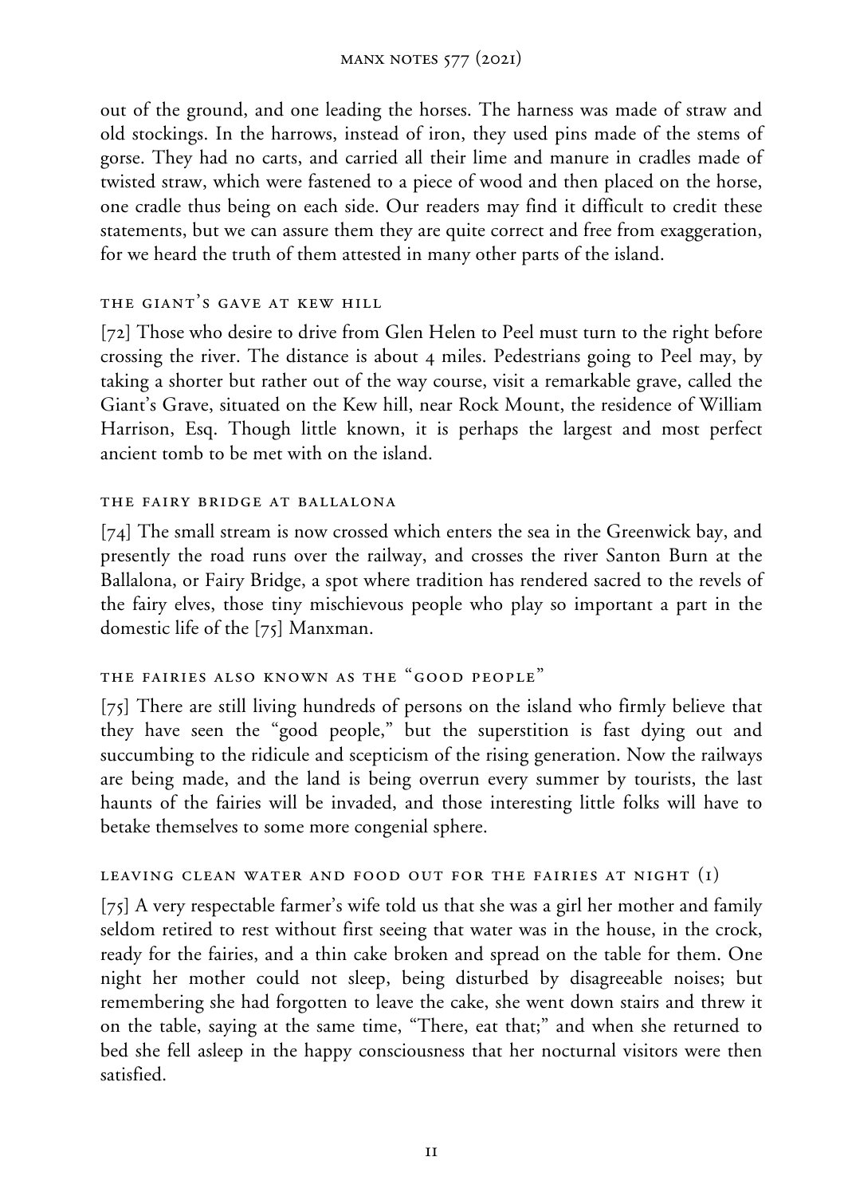out of the ground, and one leading the horses. The harness was made of straw and old stockings. In the harrows, instead of iron, they used pins made of the stems of gorse. They had no carts, and carried all their lime and manure in cradles made of twisted straw, which were fastened to a piece of wood and then placed on the horse, one cradle thus being on each side. Our readers may find it difficult to credit these statements, but we can assure them they are quite correct and free from exaggeration, for we heard the truth of them attested in many other parts of the island.

### THE GIANT'S GAVE AT KEW HILL

[72] Those who desire to drive from Glen Helen to Peel must turn to the right before crossing the river. The distance is about 4 miles. Pedestrians going to Peel may, by taking a shorter but rather out of the way course, visit a remarkable grave, called the Giant's Grave, situated on the Kew hill, near Rock Mount, the residence of William Harrison, Esq. Though little known, it is perhaps the largest and most perfect ancient tomb to be met with on the island.

### THE FAIRY BRIDGE AT BALLALONA

[74] The small stream is now crossed which enters the sea in the Greenwick bay, and presently the road runs over the railway, and crosses the river Santon Burn at the Ballalona, or Fairy Bridge, a spot where tradition has rendered sacred to the revels of the fairy elves, those tiny mischievous people who play so important a part in the domestic life of the [75] Manxman.

### THE FAIRIES ALSO KNOWN AS THE "GOOD PEOPLE"

[75] There are still living hundreds of persons on the island who firmly believe that they have seen the "good people," but the superstition is fast dying out and succumbing to the ridicule and scepticism of the rising generation. Now the railways are being made, and the land is being overrun every summer by tourists, the last haunts of the fairies will be invaded, and those interesting little folks will have to betake themselves to some more congenial sphere.

### LEAVING CLEAN WATER AND FOOD OUT FOR THE FAIRIES AT NIGHT (1)

[75] A very respectable farmer's wife told us that she was a girl her mother and family seldom retired to rest without first seeing that water was in the house, in the crock, ready for the fairies, and a thin cake broken and spread on the table for them. One night her mother could not sleep, being disturbed by disagreeable noises; but remembering she had forgotten to leave the cake, she went down stairs and threw it on the table, saying at the same time, "There, eat that;" and when she returned to bed she fell asleep in the happy consciousness that her nocturnal visitors were then satisfied.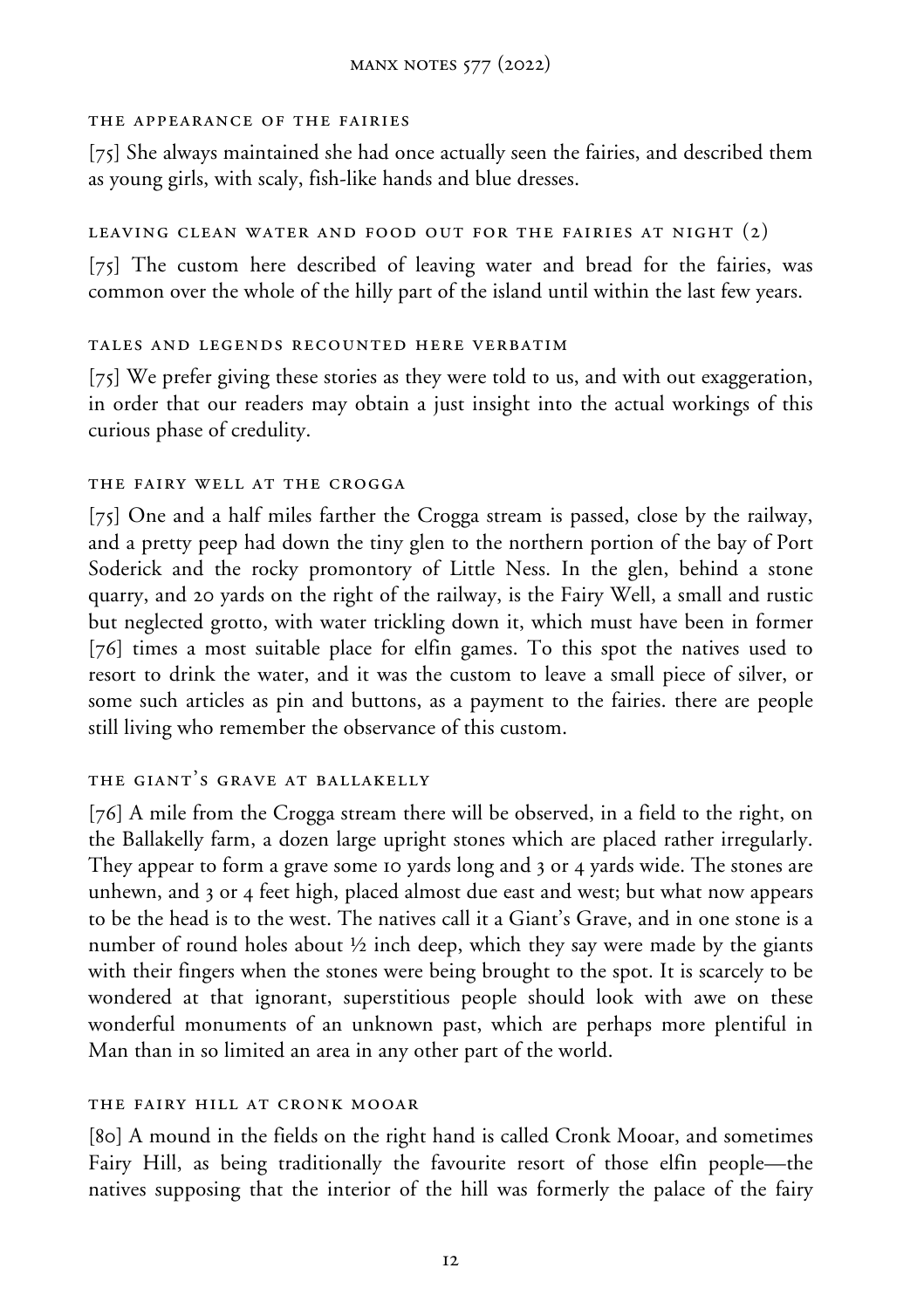### THE APPEARANCE OF THE FAIRIES

[75] She always maintained she had once actually seen the fairies, and described them as young girls, with scaly, fish-like hands and blue dresses.

### LEAVING CLEAN WATER AND FOOD OUT FOR THE FAIRIES AT NIGHT (2)

[75] The custom here described of leaving water and bread for the fairies, was common over the whole of the hilly part of the island until within the last few years.

### TALES AND LEGENDS RECOUNTED HERE VERBATIM

[75] We prefer giving these stories as they were told to us, and with out exaggeration, in order that our readers may obtain a just insight into the actual workings of this curious phase of credulity.

### THE FAIRY WELL AT THE CROGGA

[75] One and a half miles farther the Crogga stream is passed, close by the railway, and a pretty peep had down the tiny glen to the northern portion of the bay of Port Soderick and the rocky promontory of Little Ness. In the glen, behind a stone quarry, and 20 yards on the right of the railway, is the Fairy Well, a small and rustic but neglected grotto, with water trickling down it, which must have been in former [76] times a most suitable place for elfin games. To this spot the natives used to resort to drink the water, and it was the custom to leave a small piece of silver, or some such articles as pin and buttons, as a payment to the fairies. there are people still living who remember the observance of this custom.

### THE GIANT'S GRAVE AT BALLAKELLY

[76] A mile from the Crogga stream there will be observed, in a field to the right, on the Ballakelly farm, a dozen large upright stones which are placed rather irregularly. They appear to form a grave some 10 yards long and 3 or 4 yards wide. The stones are unhewn, and 3 or 4 feet high, placed almost due east and west; but what now appears to be the head is to the west. The natives call it a Giant's Grave, and in one stone is a number of round holes about ½ inch deep, which they say were made by the giants with their fingers when the stones were being brought to the spot. It is scarcely to be wondered at that ignorant, superstitious people should look with awe on these wonderful monuments of an unknown past, which are perhaps more plentiful in Man than in so limited an area in any other part of the world.

### THE FAIRY HILL AT CRONK MOOAR

[80] A mound in the fields on the right hand is called Cronk Mooar, and sometimes Fairy Hill, as being traditionally the favourite resort of those elfin people—the natives supposing that the interior of the hill was formerly the palace of the fairy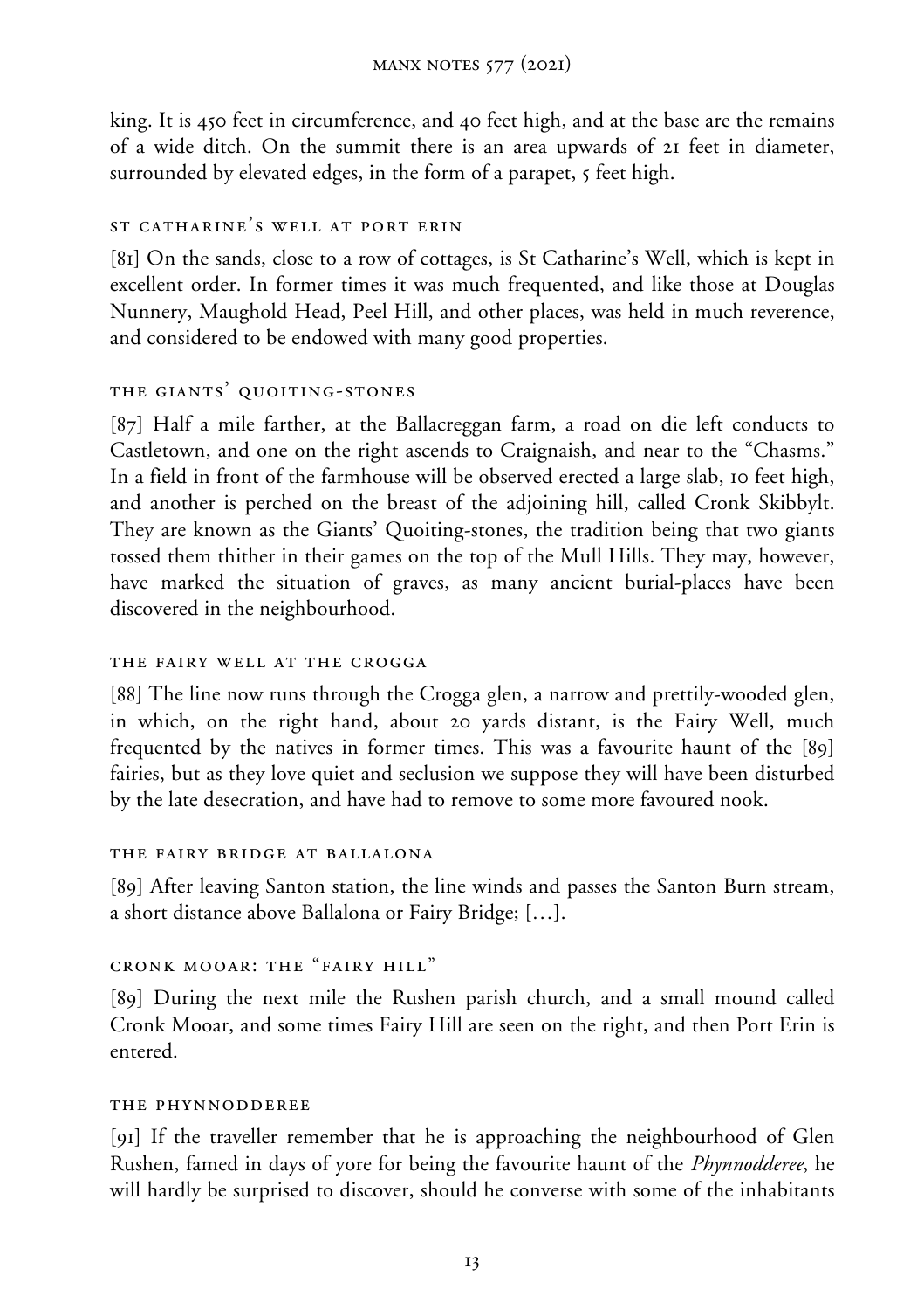king. It is 450 feet in circumference, and 40 feet high, and at the base are the remains of a wide ditch. On the summit there is an area upwards of 21 feet in diameter, surrounded by elevated edges, in the form of a parapet, 5 feet high.

### ST CATHARINE'S WELL AT PORT ERIN

[81] On the sands, close to a row of cottages, is St Catharine's Well, which is kept in excellent order. In former times it was much frequented, and like those at Douglas Nunnery, Maughold Head, Peel Hill, and other places, was held in much reverence, and considered to be endowed with many good properties.

### THE GIANTS' QUOITING-STONES

[87] Half a mile farther, at the Ballacreggan farm, a road on die left conducts to Castletown, and one on the right ascends to Craignaish, and near to the "Chasms." In a field in front of the farmhouse will be observed erected a large slab, 10 feet high, and another is perched on the breast of the adjoining hill, called Cronk Skibbylt. They are known as the Giants' Quoiting-stones, the tradition being that two giants tossed them thither in their games on the top of the Mull Hills. They may, however, have marked the situation of graves, as many ancient burial-places have been discovered in the neighbourhood.

### THE FAIRY WELL AT THE CROGGA

[88] The line now runs through the Crogga glen, a narrow and prettily-wooded glen, in which, on the right hand, about 20 yards distant, is the Fairy Well, much frequented by the natives in former times. This was a favourite haunt of the [89] fairies, but as they love quiet and seclusion we suppose they will have been disturbed by the late desecration, and have had to remove to some more favoured nook.

### THE FAIRY BRIDGE AT BALLALONA

[89] After leaving Santon station, the line winds and passes the Santon Burn stream, a short distance above Ballalona or Fairy Bridge; […].

### CRONK MOOAR: THE "FAIRY HILL"

[89] During the next mile the Rushen parish church, and a small mound called Cronk Mooar, and some times Fairy Hill are seen on the right, and then Port Erin is entered.

### THE PHYNNODDEREE

[91] If the traveller remember that he is approaching the neighbourhood of Glen Rushen, famed in days of yore for being the favourite haunt of the *Phynnodderee*, he will hardly be surprised to discover, should he converse with some of the inhabitants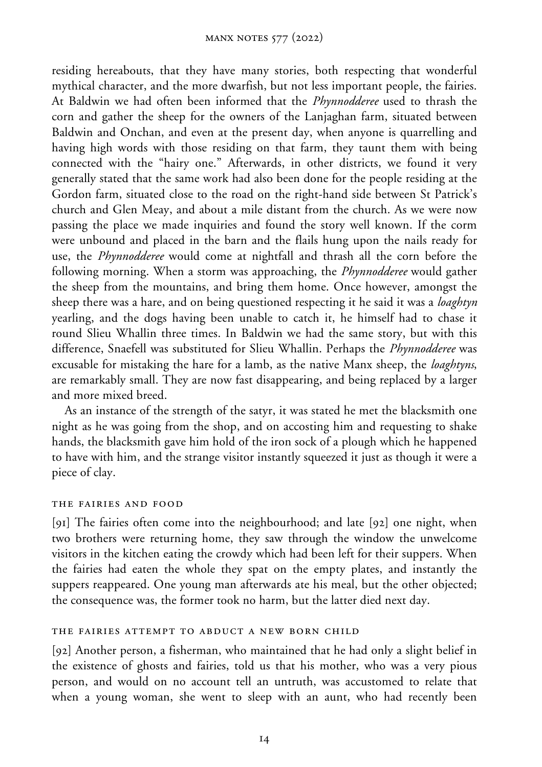residing hereabouts, that they have many stories, both respecting that wonderful mythical character, and the more dwarfish, but not less important people, the fairies. At Baldwin we had often been informed that the *Phynnodderee* used to thrash the corn and gather the sheep for the owners of the Lanjaghan farm, situated between Baldwin and Onchan, and even at the present day, when anyone is quarrelling and having high words with those residing on that farm, they taunt them with being connected with the "hairy one." Afterwards, in other districts, we found it very generally stated that the same work had also been done for the people residing at the Gordon farm, situated close to the road on the right-hand side between St Patrick's church and Glen Meay, and about a mile distant from the church. As we were now passing the place we made inquiries and found the story well known. If the corm were unbound and placed in the barn and the flails hung upon the nails ready for use, the *Phynnodderee* would come at nightfall and thrash all the corn before the following morning. When a storm was approaching, the *Phynnodderee* would gather the sheep from the mountains, and bring them home. Once however, amongst the sheep there was a hare, and on being questioned respecting it he said it was a *loaghtyn* yearling, and the dogs having been unable to catch it, he himself had to chase it round Slieu Whallin three times. In Baldwin we had the same story, but with this difference, Snaefell was substituted for Slieu Whallin. Perhaps the *Phynnodderee* was excusable for mistaking the hare for a lamb, as the native Manx sheep, the *loaghtyns*, are remarkably small. They are now fast disappearing, and being replaced by a larger and more mixed breed.

As an instance of the strength of the satyr, it was stated he met the blacksmith one night as he was going from the shop, and on accosting him and requesting to shake hands, the blacksmith gave him hold of the iron sock of a plough which he happened to have with him, and the strange visitor instantly squeezed it just as though it were a piece of clay.

### THE FAIRIES AND FOOD

[91] The fairies often come into the neighbourhood; and late [92] one night, when two brothers were returning home, they saw through the window the unwelcome visitors in the kitchen eating the crowdy which had been left for their suppers. When the fairies had eaten the whole they spat on the empty plates, and instantly the suppers reappeared. One young man afterwards ate his meal, but the other objected; the consequence was, the former took no harm, but the latter died next day.

### THE FAIRIES ATTEMPT TO ABDUCT A NEW BORN CHILD

[92] Another person, a fisherman, who maintained that he had only a slight belief in the existence of ghosts and fairies, told us that his mother, who was a very pious person, and would on no account tell an untruth, was accustomed to relate that when a young woman, she went to sleep with an aunt, who had recently been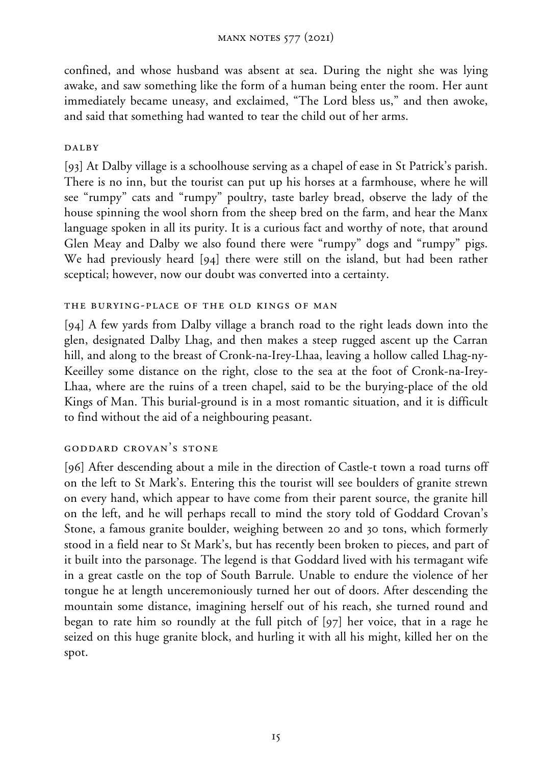confined, and whose husband was absent at sea. During the night she was lying awake, and saw something like the form of a human being enter the room. Her aunt immediately became uneasy, and exclaimed, "The Lord bless us," and then awoke, and said that something had wanted to tear the child out of her arms.

### DALBY

[93] At Dalby village is a schoolhouse serving as a chapel of ease in St Patrick's parish. There is no inn, but the tourist can put up his horses at a farmhouse, where he will see "rumpy" cats and "rumpy" poultry, taste barley bread, observe the lady of the house spinning the wool shorn from the sheep bred on the farm, and hear the Manx language spoken in all its purity. It is a curious fact and worthy of note, that around Glen Meay and Dalby we also found there were "rumpy" dogs and "rumpy" pigs. We had previously heard [94] there were still on the island, but had been rather sceptical; however, now our doubt was converted into a certainty.

### THE BURYING-PLACE OF THE OLD KINGS OF MAN

[94] A few yards from Dalby village a branch road to the right leads down into the glen, designated Dalby Lhag, and then makes a steep rugged ascent up the Carran hill, and along to the breast of Cronk-na-Irey-Lhaa, leaving a hollow called Lhag-ny-Keeilley some distance on the right, close to the sea at the foot of Cronk-na-Irey-Lhaa, where are the ruins of a treen chapel, said to be the burying-place of the old Kings of Man. This burial-ground is in a most romantic situation, and it is difficult to find without the aid of a neighbouring peasant.

### GODDARD CROVAN'S STONE

[96] After descending about a mile in the direction of Castle-t town a road turns off on the left to St Mark's. Entering this the tourist will see boulders of granite strewn on every hand, which appear to have come from their parent source, the granite hill on the left, and he will perhaps recall to mind the story told of Goddard Crovan's Stone, a famous granite boulder, weighing between 20 and 30 tons, which formerly stood in a field near to St Mark's, but has recently been broken to pieces, and part of it built into the parsonage. The legend is that Goddard lived with his termagant wife in a great castle on the top of South Barrule. Unable to endure the violence of her tongue he at length unceremoniously turned her out of doors. After descending the mountain some distance, imagining herself out of his reach, she turned round and began to rate him so roundly at the full pitch of [97] her voice, that in a rage he seized on this huge granite block, and hurling it with all his might, killed her on the spot.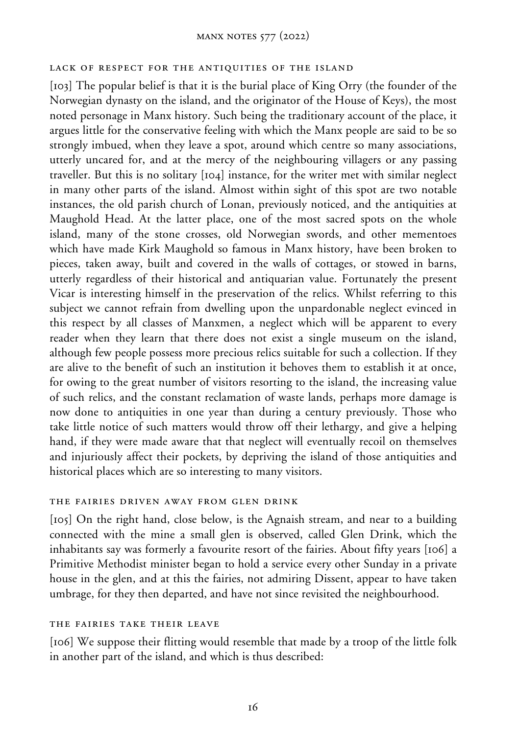### lack of respect for the antiquities of the island

[103] The popular belief is that it is the burial place of King Orry (the founder of the Norwegian dynasty on the island, and the originator of the House of Keys), the most noted personage in Manx history. Such being the traditionary account of the place, it argues little for the conservative feeling with which the Manx people are said to be so strongly imbued, when they leave a spot, around which centre so many associations, utterly uncared for, and at the mercy of the neighbouring villagers or any passing traveller. But this is no solitary [104] instance, for the writer met with similar neglect in many other parts of the island. Almost within sight of this spot are two notable instances, the old parish church of Lonan, previously noticed, and the antiquities at Maughold Head. At the latter place, one of the most sacred spots on the whole island, many of the stone crosses, old Norwegian swords, and other mementoes which have made Kirk Maughold so famous in Manx history, have been broken to pieces, taken away, built and covered in the walls of cottages, or stowed in barns, utterly regardless of their historical and antiquarian value. Fortunately the present Vicar is interesting himself in the preservation of the relics. Whilst referring to this subject we cannot refrain from dwelling upon the unpardonable neglect evinced in this respect by all classes of Manxmen, a neglect which will be apparent to every reader when they learn that there does not exist a single museum on the island, although few people possess more precious relics suitable for such a collection. If they are alive to the benefit of such an institution it behoves them to establish it at once, for owing to the great number of visitors resorting to the island, the increasing value of such relics, and the constant reclamation of waste lands, perhaps more damage is now done to antiquities in one year than during a century previously. Those who take little notice of such matters would throw off their lethargy, and give a helping hand, if they were made aware that that neglect will eventually recoil on themselves and injuriously affect their pockets, by depriving the island of those antiquities and historical places which are so interesting to many visitors.

### the fairies driven away from glen drink

[105] On the right hand, close below, is the Agnaish stream, and near to a building connected with the mine a small glen is observed, called Glen Drink, which the inhabitants say was formerly a favourite resort of the fairies. About fifty years [106] a Primitive Methodist minister began to hold a service every other Sunday in a private house in the glen, and at this the fairies, not admiring Dissent, appear to have taken umbrage, for they then departed, and have not since revisited the neighbourhood.

### the fairies take their leave

[106] We suppose their flitting would resemble that made by a troop of the little folk in another part of the island, and which is thus described: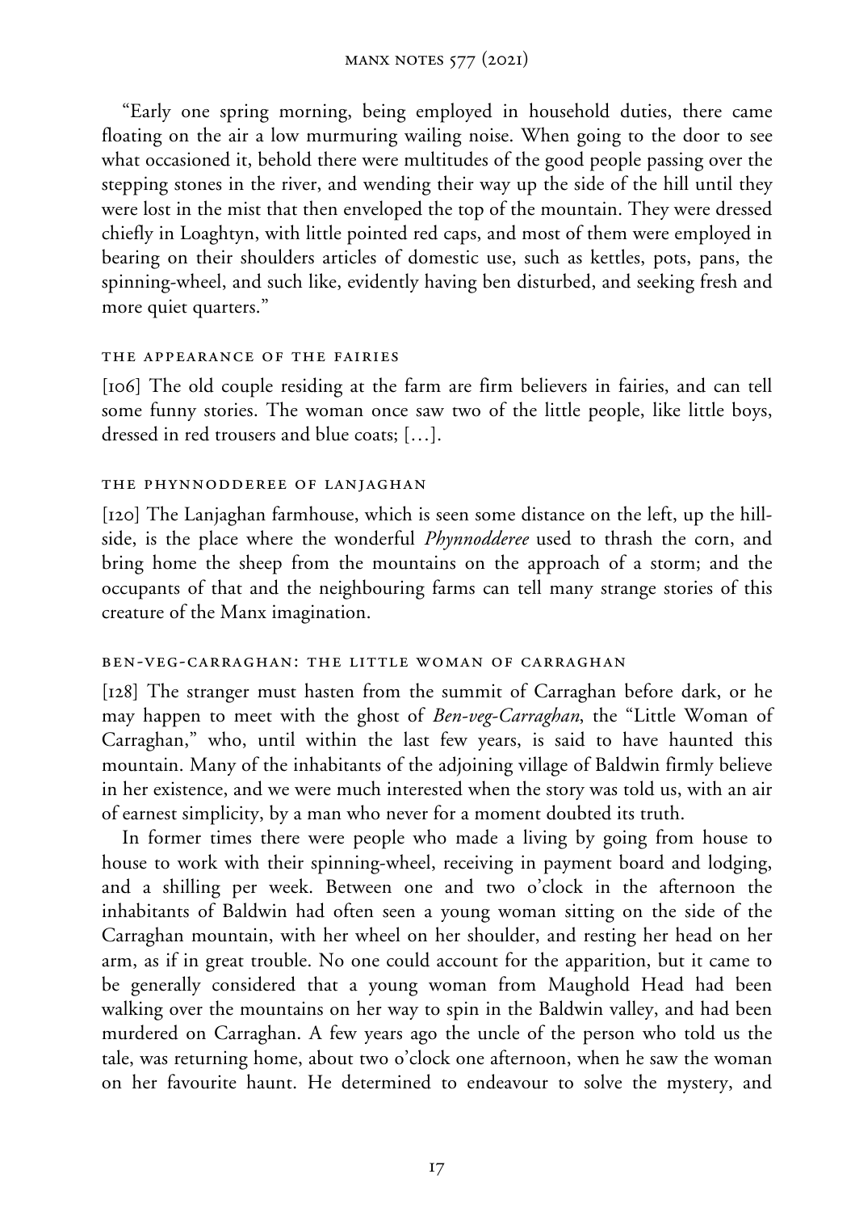"Early one spring morning, being employed in household duties, there came floating on the air a low murmuring wailing noise. When going to the door to see what occasioned it, behold there were multitudes of the good people passing over the stepping stones in the river, and wending their way up the side of the hill until they were lost in the mist that then enveloped the top of the mountain. They were dressed chiefly in Loaghtyn, with little pointed red caps, and most of them were employed in bearing on their shoulders articles of domestic use, such as kettles, pots, pans, the spinning-wheel, and such like, evidently having ben disturbed, and seeking fresh and more quiet quarters."

### THE APPEARANCE OF THE FAIRIES

[106] The old couple residing at the farm are firm believers in fairies, and can tell some funny stories. The woman once saw two of the little people, like little boys, dressed in red trousers and blue coats; […].

### THE PHYNNODDEREE OF LANJAGHAN

[120] The Lanjaghan farmhouse, which is seen some distance on the left, up the hill-side, is the place where the wonderful *Phynnodderee* used to thrash the corn, and bring home the sheep from the mountains on the approach of a storm; and the occupants of that and the neighbouring farms can tell many strange stories of this creature of the Manx imagination.

### BEN-VEG-CARRAGHAN: THE LITTLE WOMAN OF CARRAGHAN

[128] The stranger must hasten from the summit of Carraghan before dark, or he may happen to meet with the ghost of *Ben-veg-Carraghan*, the "Little Woman of Carraghan," who, until within the last few years, is said to have haunted this mountain. Many of the inhabitants of the adjoining village of Baldwin firmly believe in her existence, and we were much interested when the story was told us, with an air of earnest simplicity, by a man who never for a moment doubted its truth.

In former times there were people who made a living by going from house to house to work with their spinning-wheel, receiving in payment board and lodging, and a shilling per week. Between one and two o'clock in the afternoon the inhabitants of Baldwin had often seen a young woman sitting on the side of the Carraghan mountain, with her wheel on her shoulder, and resting her head on her arm, as if in great trouble. No one could account for the apparition, but it came to be generally considered that a young woman from Maughold Head had been walking over the mountains on her way to spin in the Baldwin valley, and had been murdered on Carraghan. A few years ago the uncle of the person who told us the tale, was returning home, about two o'clock one afternoon, when he saw the woman on her favourite haunt. He determined to endeavour to solve the mystery, and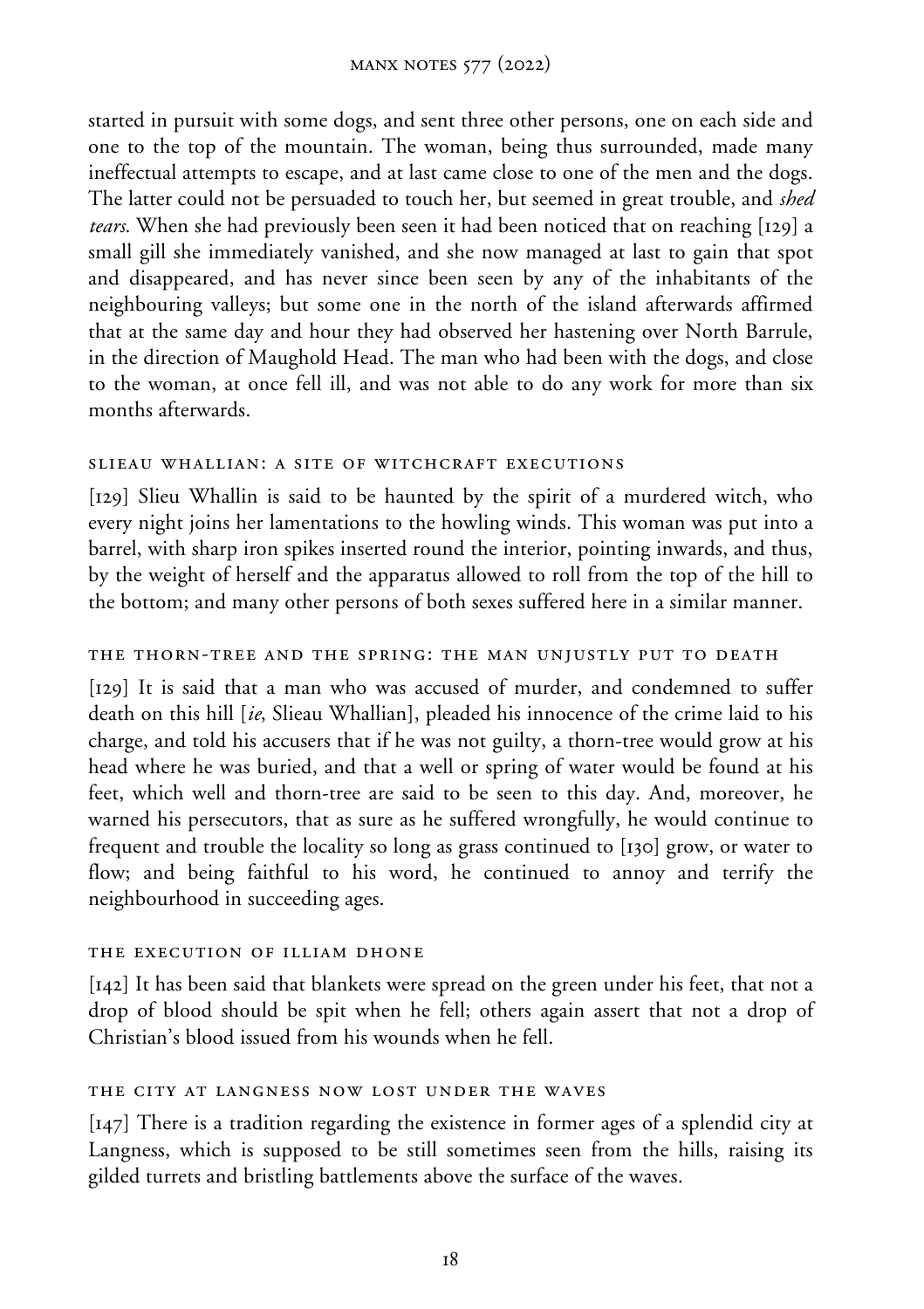started in pursuit with some dogs, and sent three other persons, one on each side and one to the top of the mountain. The woman, being thus surrounded, made many ineffectual attempts to escape, and at last came close to one of the men and the dogs. The latter could not be persuaded to touch her, but seemed in great trouble, and *shed tears*. When she had previously been seen it had been noticed that on reaching [129] a small gill she immediately vanished, and she now managed at last to gain that spot and disappeared, and has never since been seen by any of the inhabitants of the neighbouring valleys; but some one in the north of the island afterwards affirmed that at the same day and hour they had observed her hastening over North Barrule, in the direction of Maughold Head. The man who had been with the dogs, and close to the woman, at once fell ill, and was not able to do any work for more than six months afterwards.

### Slieau Whallian: a site of witchcraft executions

[129] Slieu Whallin is said to be haunted by the spirit of a murdered witch, who every night joins her lamentations to the howling winds. This woman was put into a barrel, with sharp iron spikes inserted round the interior, pointing inwards, and thus, by the weight of herself and the apparatus allowed to roll from the top of the hill to the bottom; and many other persons of both sexes suffered here in a similar manner.

### The thorn-tree and the spring: the man unjustly put to death

[129] It is said that a man who was accused of murder, and condemned to suffer death on this hill [*ie*, Slieau Whallian], pleaded his innocence of the crime laid to his charge, and told his accusers that if he was not guilty, a thorn-tree would grow at his head where he was buried, and that a well or spring of water would be found at his feet, which well and thorn-tree are said to be seen to this day. And, moreover, he warned his persecutors, that as sure as he suffered wrongfully, he would continue to frequent and trouble the locality so long as grass continued to [130] grow, or water to flow; and being faithful to his word, he continued to annoy and terrify the neighbourhood in succeeding ages.

### The execution of Illiam Dhone

[142] It has been said that blankets were spread on the green under his feet, that not a drop of blood should be spit when he fell; others again assert that not a drop of Christian's blood issued from his wounds when he fell.

### The city at Langness now lost under the waves

[147] There is a tradition regarding the existence in former ages of a splendid city at Langness, which is supposed to be still sometimes seen from the hills, raising its gilded turrets and bristling battlements above the surface of the waves.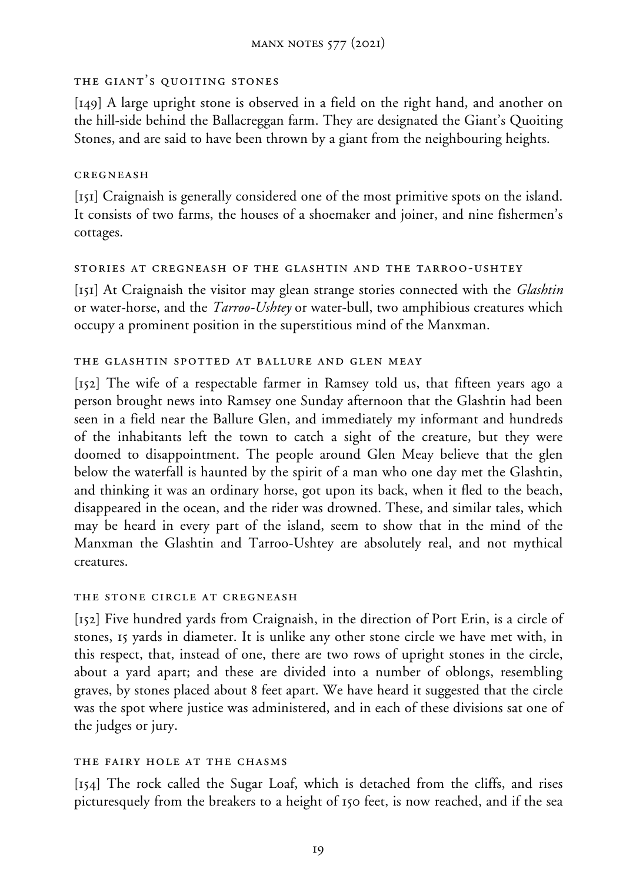### THE GIANT'S QUOITING STONES

[149] A large upright stone is observed in a field on the right hand, and another on the hill-side behind the Ballacreggan farm. They are designated the Giant's Quoiting Stones, and are said to have been thrown by a giant from the neighbouring heights.

### CREGNEASH

[151] Craignaish is generally considered one of the most primitive spots on the island. It consists of two farms, the houses of a shoemaker and joiner, and nine fishermen's cottages.

### STORIES AT CREGNEASH OF THE GLASHTIN AND THE TARROO-USHTEY

[151] At Craignaish the visitor may glean strange stories connected with the *Glashtin* or water-horse, and the *Tarroo-Ushtey* or water-bull, two amphibious creatures which occupy a prominent position in the superstitious mind of the Manxman.

### THE GLASHTIN SPOTTED AT BALLURE AND GLEN MEAY

[152] The wife of a respectable farmer in Ramsey told us, that fifteen years ago a person brought news into Ramsey one Sunday afternoon that the Glashtin had been seen in a field near the Ballure Glen, and immediately my informant and hundreds of the inhabitants left the town to catch a sight of the creature, but they were doomed to disappointment. The people around Glen Meay believe that the glen below the waterfall is haunted by the spirit of a man who one day met the Glashtin, and thinking it was an ordinary horse, got upon its back, when it fled to the beach, disappeared in the ocean, and the rider was drowned. These, and similar tales, which may be heard in every part of the island, seem to show that in the mind of the Manxman the Glashtin and Tarroo-Ushtey are absolutely real, and not mythical creatures.

### THE STONE CIRCLE AT CREGNEASH

[152] Five hundred yards from Craignaish, in the direction of Port Erin, is a circle of stones, 15 yards in diameter. It is unlike any other stone circle we have met with, in this respect, that, instead of one, there are two rows of upright stones in the circle, about a yard apart; and these are divided into a number of oblongs, resembling graves, by stones placed about 8 feet apart. We have heard it suggested that the circle was the spot where justice was administered, and in each of these divisions sat one of the judges or jury.

### THE FAIRY HOLE AT THE CHASMS

[154] The rock called the Sugar Loaf, which is detached from the cliffs, and rises picturesquely from the breakers to a height of 150 feet, is now reached, and if the sea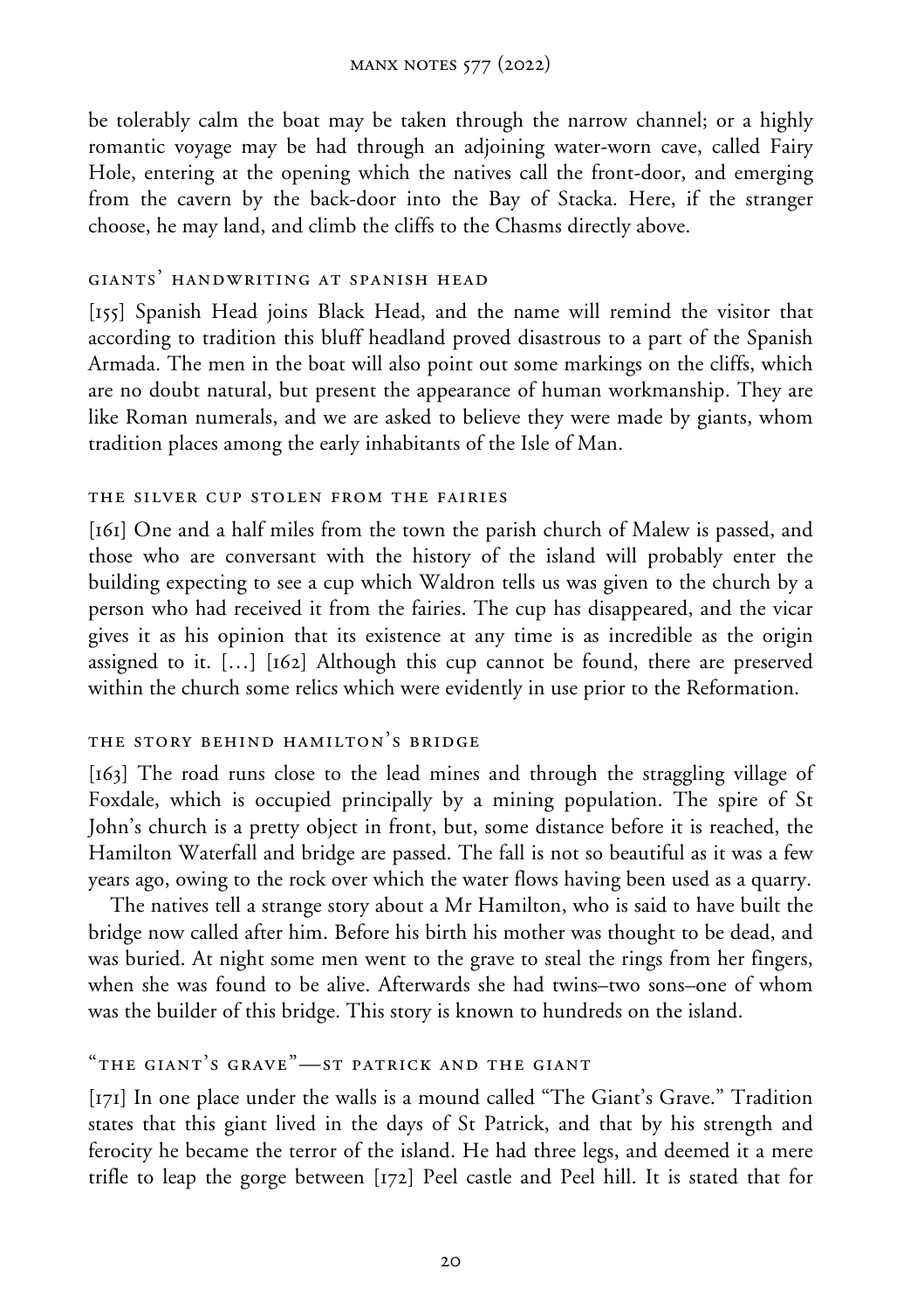be tolerably calm the boat may be taken through the narrow channel; or a highly romantic voyage may be had through an adjoining water-worn cave, called Fairy Hole, entering at the opening which the natives call the front-door, and emerging from the cavern by the back-door into the Bay of Stacka. Here, if the stranger choose, he may land, and climb the cliffs to the Chasms directly above.

### GIANTS' HANDWRITING AT SPANISH HEAD

[155] Spanish Head joins Black Head, and the name will remind the visitor that according to tradition this bluff headland proved disastrous to a part of the Spanish Armada. The men in the boat will also point out some markings on the cliffs, which are no doubt natural, but present the appearance of human workmanship. They are like Roman numerals, and we are asked to believe they were made by giants, whom tradition places among the early inhabitants of the Isle of Man.

### THE SILVER CUP STOLEN FROM THE FAIRIES

[161] One and a half miles from the town the parish church of Malew is passed, and those who are conversant with the history of the island will probably enter the building expecting to see a cup which Waldron tells us was given to the church by a person who had received it from the fairies. The cup has disappeared, and the vicar gives it as his opinion that its existence at any time is as incredible as the origin assigned to it. […] [162] Although this cup cannot be found, there are preserved within the church some relics which were evidently in use prior to the Reformation.

### THE STORY BEHIND HAMILTON'S BRIDGE

[163] The road runs close to the lead mines and through the straggling village of Foxdale, which is occupied principally by a mining population. The spire of St John's church is a pretty object in front, but, some distance before it is reached, the Hamilton Waterfall and bridge are passed. The fall is not so beautiful as it was a few years ago, owing to the rock over which the water flows having been used as a quarry.

The natives tell a strange story about a Mr Hamilton, who is said to have built the bridge now called after him. Before his birth his mother was thought to be dead, and was buried. At night some men went to the grave to steal the rings from her fingers, when she was found to be alive. Afterwards she had twins–two sons–one of whom was the builder of this bridge. This story is known to hundreds on the island.

### "THE GIANT'S GRAVE"—ST PATRICK AND THE GIANT

[171] In one place under the walls is a mound called "The Giant's Grave." Tradition states that this giant lived in the days of St Patrick, and that by his strength and ferocity he became the terror of the island. He had three legs, and deemed it a mere trifle to leap the gorge between [172] Peel castle and Peel hill. It is stated that for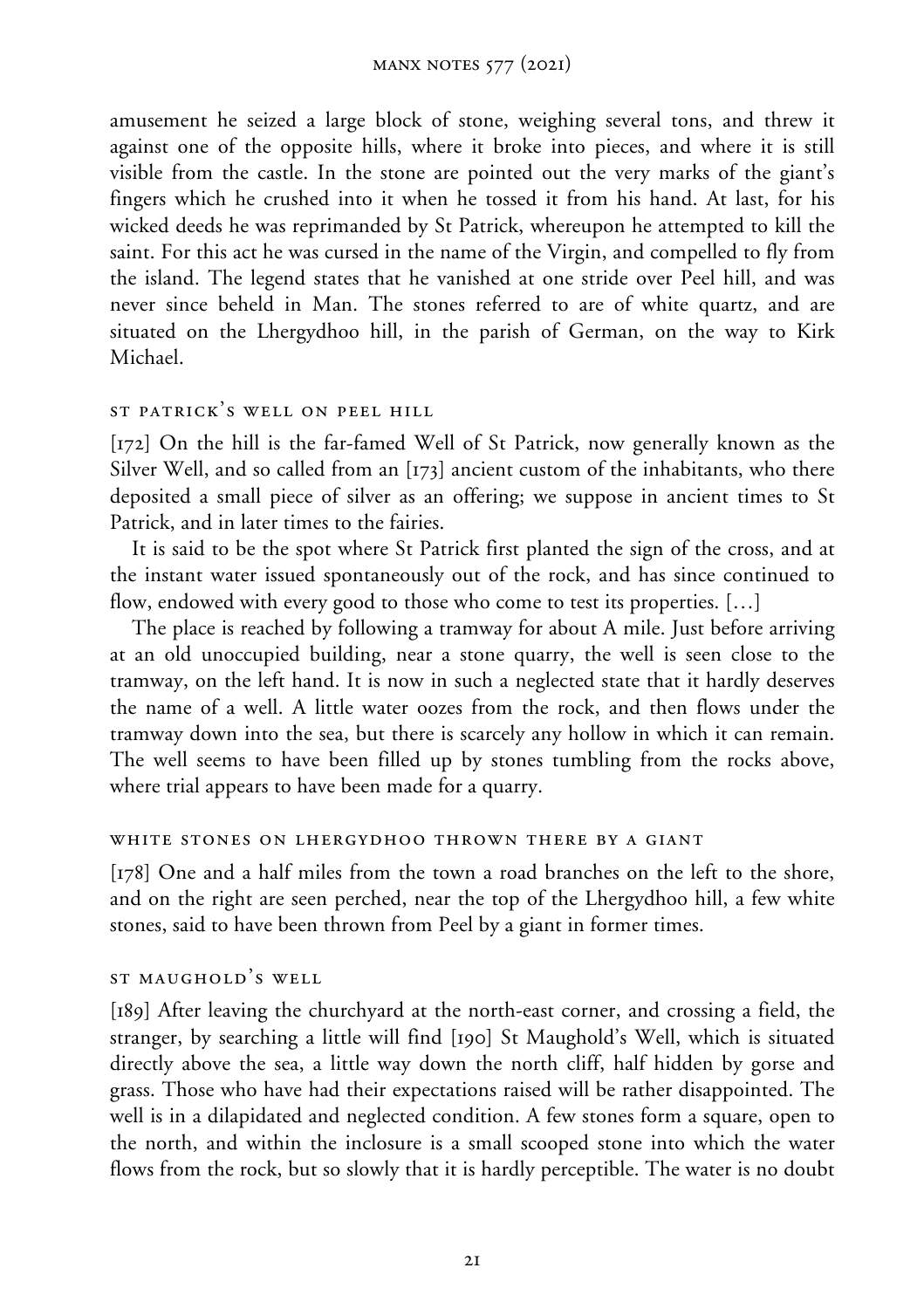amusement he seized a large block of stone, weighing several tons, and threw it against one of the opposite hills, where it broke into pieces, and where it is still visible from the castle. In the stone are pointed out the very marks of the giant's fingers which he crushed into it when he tossed it from his hand. At last, for his wicked deeds he was reprimanded by St Patrick, whereupon he attempted to kill the saint. For this act he was cursed in the name of the Virgin, and compelled to fly from the island. The legend states that he vanished at one stride over Peel hill, and was never since beheld in Man. The stones referred to are of white quartz, and are situated on the Lhergydhoo hill, in the parish of German, on the way to Kirk Michael.

### St Patrick's Well on Peel Hill

[172] On the hill is the far-famed Well of St Patrick, now generally known as the Silver Well, and so called from an [173] ancient custom of the inhabitants, who there deposited a small piece of silver as an offering; we suppose in ancient times to St Patrick, and in later times to the fairies.

It is said to be the spot where St Patrick first planted the sign of the cross, and at the instant water issued spontaneously out of the rock, and has since continued to flow, endowed with every good to those who come to test its properties. […]

The place is reached by following a tramway for about A mile. Just before arriving at an old unoccupied building, near a stone quarry, the well is seen close to the tramway, on the left hand. It is now in such a neglected state that it hardly deserves the name of a well. A little water oozes from the rock, and then flows under the tramway down into the sea, but there is scarcely any hollow in which it can remain. The well seems to have been filled up by stones tumbling from the rocks above, where trial appears to have been made for a quarry.

### White Stones on Lhergydhoo Thrown There by a Giant

[178] One and a half miles from the town a road branches on the left to the shore, and on the right are seen perched, near the top of the Lhergydhoo hill, a few white stones, said to have been thrown from Peel by a giant in former times.

### St Maughold's Well

[189] After leaving the churchyard at the north-east corner, and crossing a field, the stranger, by searching a little will find [190] St Maughold's Well, which is situated directly above the sea, a little way down the north cliff, half hidden by gorse and grass. Those who have had their expectations raised will be rather disappointed. The well is in a dilapidated and neglected condition. A few stones form a square, open to the north, and within the inclosure is a small scooped stone into which the water flows from the rock, but so slowly that it is hardly perceptible. The water is no doubt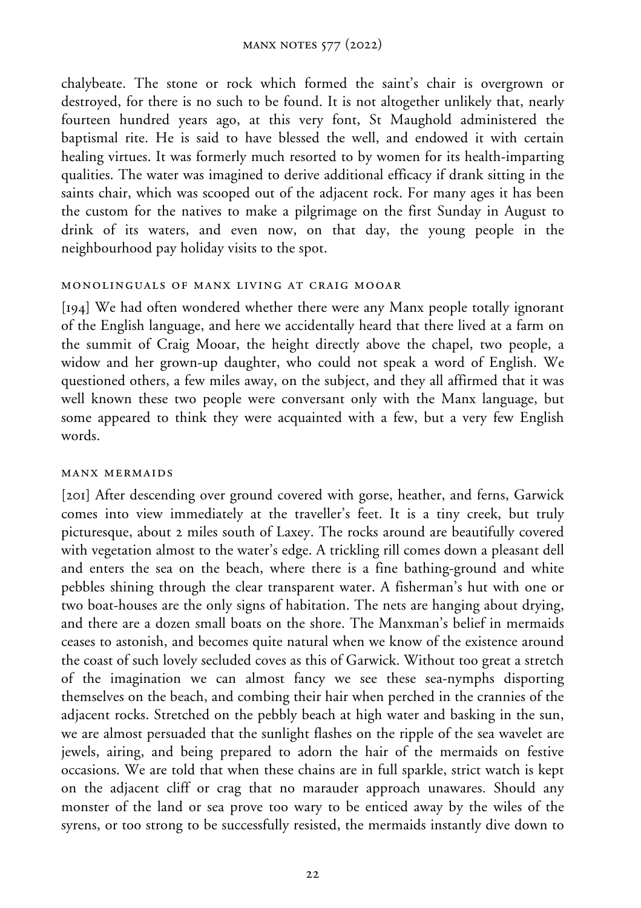chalybeate. The stone or rock which formed the saint's chair is overgrown or destroyed, for there is no such to be found. It is not altogether unlikely that, nearly fourteen hundred years ago, at this very font, St Maughold administered the baptismal rite. He is said to have blessed the well, and endowed it with certain healing virtues. It was formerly much resorted to by women for its health-imparting qualities. The water was imagined to derive additional efficacy if drank sitting in the saints chair, which was scooped out of the adjacent rock. For many ages it has been the custom for the natives to make a pilgrimage on the first Sunday in August to drink of its waters, and even now, on that day, the young people in the neighbourhood pay holiday visits to the spot.

### MONOLINGUALS OF MANX LIVING AT CRAIG MOOAR

[194] We had often wondered whether there were any Manx people totally ignorant of the English language, and here we accidentally heard that there lived at a farm on the summit of Craig Mooar, the height directly above the chapel, two people, a widow and her grown-up daughter, who could not speak a word of English. We questioned others, a few miles away, on the subject, and they all affirmed that it was well known these two people were conversant only with the Manx language, but some appeared to think they were acquainted with a few, but a very few English words.

### MANX MERMAIDS

[201] After descending over ground covered with gorse, heather, and ferns, Garwick comes into view immediately at the traveller's feet. It is a tiny creek, but truly picturesque, about 2 miles south of Laxey. The rocks around are beautifully covered with vegetation almost to the water's edge. A trickling rill comes down a pleasant dell and enters the sea on the beach, where there is a fine bathing-ground and white pebbles shining through the clear transparent water. A fisherman's hut with one or two boat-houses are the only signs of habitation. The nets are hanging about drying, and there are a dozen small boats on the shore. The Manxman's belief in mermaids ceases to astonish, and becomes quite natural when we know of the existence around the coast of such lovely secluded coves as this of Garwick. Without too great a stretch of the imagination we can almost fancy we see these sea-nymphs disporting themselves on the beach, and combing their hair when perched in the crannies of the adjacent rocks. Stretched on the pebbly beach at high water and basking in the sun, we are almost persuaded that the sunlight flashes on the ripple of the sea wavelet are jewels, airing, and being prepared to adorn the hair of the mermaids on festive occasions. We are told that when these chains are in full sparkle, strict watch is kept on the adjacent cliff or crag that no marauder approach unawares. Should any monster of the land or sea prove too wary to be enticed away by the wiles of the syrens, or too strong to be successfully resisted, the mermaids instantly dive down to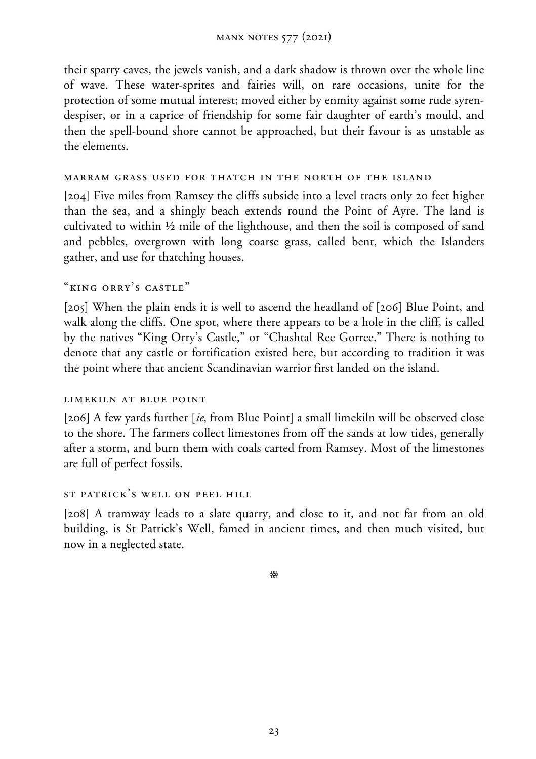their sparry caves, the jewels vanish, and a dark shadow is thrown over the whole line of wave. These water-sprites and fairies will, on rare occasions, unite for the protection of some mutual interest; moved either by enmity against some rude syren-despiser, or in a caprice of friendship for some fair daughter of earth's mould, and then the spell-bound shore cannot be approached, but their favour is as unstable as the elements.

### MARRAM GRASS USED FOR THATCH IN THE NORTH OF THE ISLAND

[204] Five miles from Ramsey the cliffs subside into a level tracts only 20 feet higher than the sea, and a shingly beach extends round the Point of Ayre. The land is cultivated to within ½ mile of the lighthouse, and then the soil is composed of sand and pebbles, overgrown with long coarse grass, called bent, which the Islanders gather, and use for thatching houses.

### "KING ORRY'S CASTLE"

[205] When the plain ends it is well to ascend the headland of [206] Blue Point, and walk along the cliffs. One spot, where there appears to be a hole in the cliff, is called by the natives "King Orry's Castle," or "Chashtal Ree Gorree." There is nothing to denote that any castle or fortification existed here, but according to tradition it was the point where that ancient Scandinavian warrior first landed on the island.

### LIMEKILN AT BLUE POINT

[206] A few yards further [*ie*, from Blue Point] a small limekiln will be observed close to the shore. The farmers collect limestones from off the sands at low tides, generally after a storm, and burn them with coals carted from Ramsey. Most of the limestones are full of perfect fossils.

### ST PATRICK'S WELL ON PEEL HILL

[208] A tramway leads to a slate quarry, and close to it, and not far from an old building, is St Patrick's Well, famed in ancient times, and then much visited, but now in a neglected state.

❦